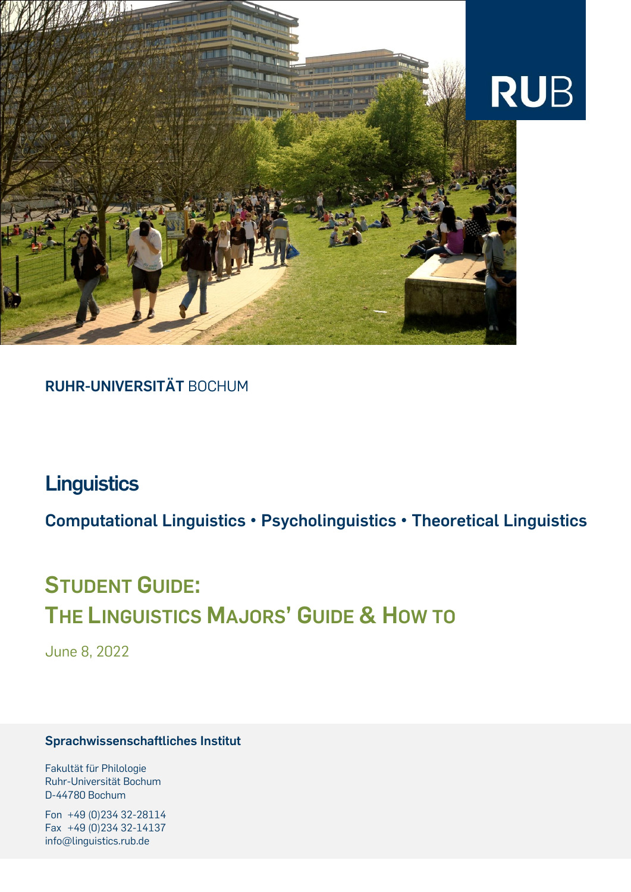RUB

**RUHR-UNIVERSITÄT** BOCHUM

# Linguistics

## Computational Linguistics • Psycholinguistics • Theoretical Linguistics

# Student Guide: The Linguistics Majors' Guide & How to

June 8, 2022

**Sprachwissenschaftliches Institut**

Fakultät für Philologie
Ruhr-Universität Bochum
D-44780 Bochum

Fon +49 (0)234 32-28114
Fax +49 (0)234 32-14137
info@linguistics.rub.de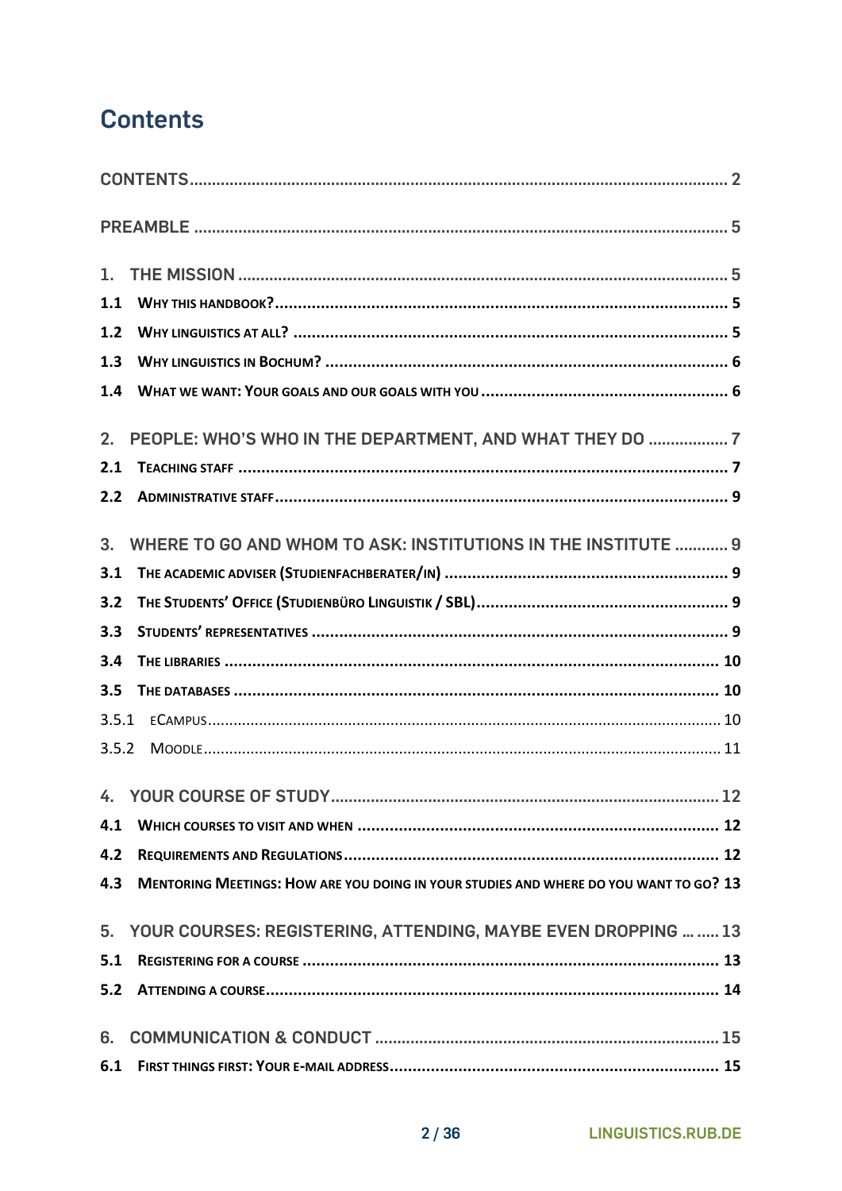# Contents

CONTENTS ........ 2

PREAMBLE ........ 5

1. THE MISSION ........ 5
   - 1.1 Why this handbook? ........ 5
   - 1.2 Why linguistics at all? ........ 5
   - 1.3 Why linguistics in Bochum? ........ 6
   - 1.4 What we want: Your goals and our goals with you ........ 6

2. PEOPLE: WHO'S WHO IN THE DEPARTMENT, AND WHAT THEY DO ........ 7
   - 2.1 Teaching staff ........ 7
   - 2.2 Administrative staff ........ 9

3. WHERE TO GO AND WHOM TO ASK: INSTITUTIONS IN THE INSTITUTE ........ 9
   - 3.1 The academic adviser (Studienfachberater/in) ........ 9
   - 3.2 The Students' Office (Studienbüro Linguistik / SBL) ........ 9
   - 3.3 Students' representatives ........ 9
   - 3.4 The libraries ........ 10
   - 3.5 The databases ........ 10
     - 3.5.1 eCampus ........ 10
     - 3.5.2 Moodle ........ 11

4. YOUR COURSE OF STUDY ........ 12
   - 4.1 Which courses to visit and when ........ 12
   - 4.2 Requirements and Regulations ........ 12
   - 4.3 Mentoring Meetings: How are you doing in your studies and where do you want to go? 13

5. YOUR COURSES: REGISTERING, ATTENDING, MAYBE EVEN DROPPING … ........ 13
   - 5.1 Registering for a course ........ 13
   - 5.2 Attending a course ........ 14

6. COMMUNICATION & CONDUCT ........ 15
   - 6.1 First things first: Your e-mail address ........ 15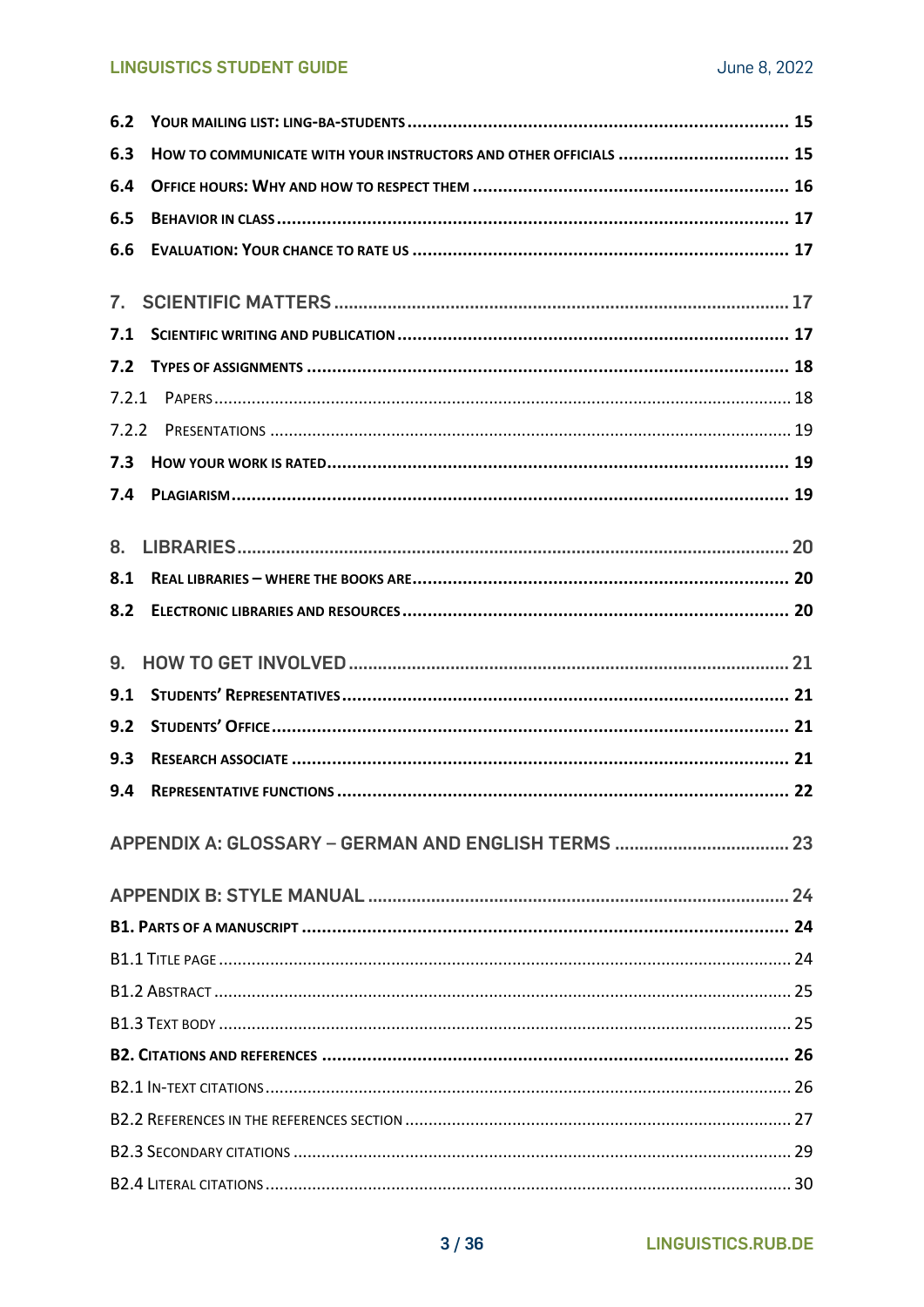**6.2 Your mailing list: ling-ba-students** ..... 15

**6.3 How to communicate with your instructors and other officials** ..... 15

**6.4 Office hours: Why and how to respect them** ..... 16

**6.5 Behavior in class** ..... 17

**6.6 Evaluation: Your chance to rate us** ..... 17

7. SCIENTIFIC MATTERS ..... 17

**7.1 Scientific writing and publication** ..... 17

**7.2 Types of assignments** ..... 18

7.2.1 Papers ..... 18

7.2.2 Presentations ..... 19

**7.3 How your work is rated** ..... 19

**7.4 Plagiarism** ..... 19

8. LIBRARIES ..... 20

**8.1 Real libraries – where the books are** ..... 20

**8.2 Electronic libraries and resources** ..... 20

9. HOW TO GET INVOLVED ..... 21

**9.1 Students' Representatives** ..... 21

**9.2 Students' Office** ..... 21

**9.3 Research Associate** ..... 21

**9.4 Representative functions** ..... 22

APPENDIX A: GLOSSARY – GERMAN AND ENGLISH TERMS ..... 23

APPENDIX B: STYLE MANUAL ..... 24

**B1. Parts of a manuscript** ..... 24

B1.1 Title page ..... 24

B1.2 Abstract ..... 25

B1.3 Text body ..... 25

**B2. Citations and references** ..... 26

B2.1 In-text citations ..... 26

B2.2 References in the references section ..... 27

B2.3 Secondary citations ..... 29

B2.4 Literal citations ..... 30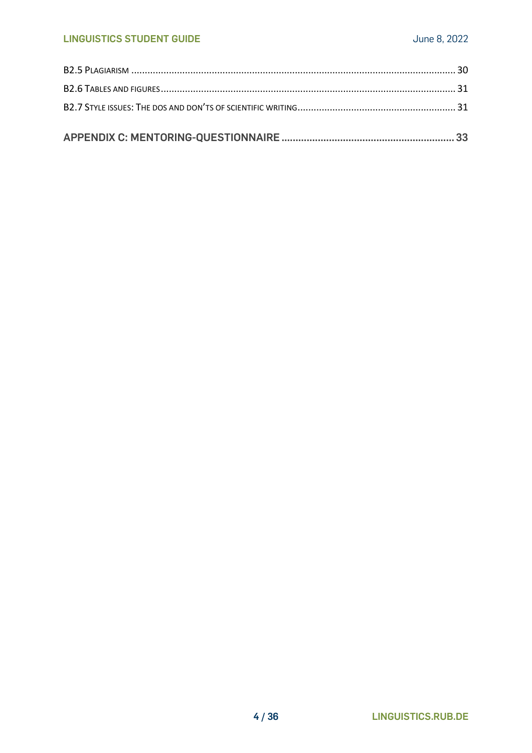B2.5 Plagiarism ........................................................................................................................ 30

B2.6 Tables and figures ................................................................................................................ 31

B2.7 Style issues: The dos and don'ts of scientific writing ........................................................... 31

**APPENDIX C: MENTORING-QUESTIONNAIRE ............................................................ 33**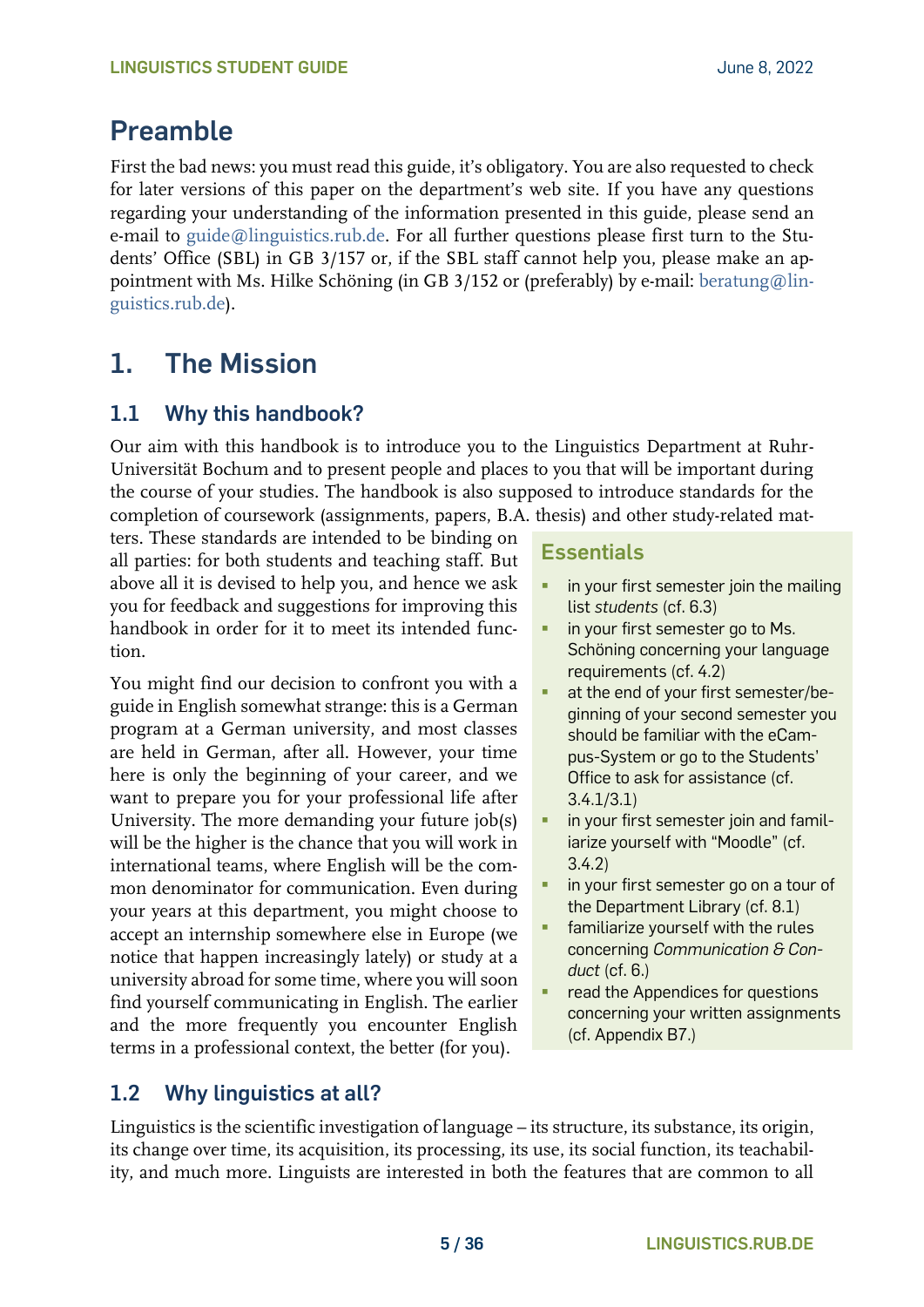## Preamble

First the bad news: you must read this guide, it's obligatory. You are also requested to check for later versions of this paper on the department's web site. If you have any questions regarding your understanding of the information presented in this guide, please send an e-mail to guide@linguistics.rub.de. For all further questions please first turn to the Students' Office (SBL) in GB 3/157 or, if the SBL staff cannot help you, please make an appointment with Ms. Hilke Schöning (in GB 3/152 or (preferably) by e-mail: beratung@linguistics.rub.de).

## 1. The Mission

### 1.1 Why this handbook?

Our aim with this handbook is to introduce you to the Linguistics Department at Ruhr-Universität Bochum and to present people and places to you that will be important during the course of your studies. The handbook is also supposed to introduce standards for the completion of coursework (assignments, papers, B.A. thesis) and other study-related matters. These standards are intended to be binding on all parties: for both students and teaching staff. But above all it is devised to help you, and hence we ask you for feedback and suggestions for improving this handbook in order for it to meet its intended function.

You might find our decision to confront you with a guide in English somewhat strange: this is a German program at a German university, and most classes are held in German, after all. However, your time here is only the beginning of your career, and we want to prepare you for your professional life after University. The more demanding your future job(s) will be the higher is the chance that you will work in international teams, where English will be the common denominator for communication. Even during your years at this department, you might choose to accept an internship somewhere else in Europe (we notice that happen increasingly lately) or study at a university abroad for some time, where you will soon find yourself communicating in English. The earlier and the more frequently you encounter English terms in a professional context, the better (for you).

**Essentials**

- in your first semester join the mailing list *students* (cf. 6.3)
- in your first semester go to Ms. Schöning concerning your language requirements (cf. 4.2)
- at the end of your first semester/beginning of your second semester you should be familiar with the eCampus-System or go to the Students' Office to ask for assistance (cf. 3.4.1/3.1)
- in your first semester join and familiarize yourself with "Moodle" (cf. 3.4.2)
- in your first semester go on a tour of the Department Library (cf. 8.1)
- familiarize yourself with the rules concerning *Communication & Conduct* (cf. 6.)
- read the Appendices for questions concerning your written assignments (cf. Appendix B7.)

### 1.2 Why linguistics at all?

Linguistics is the scientific investigation of language – its structure, its substance, its origin, its change over time, its acquisition, its processing, its use, its social function, its teachability, and much more. Linguists are interested in both the features that are common to all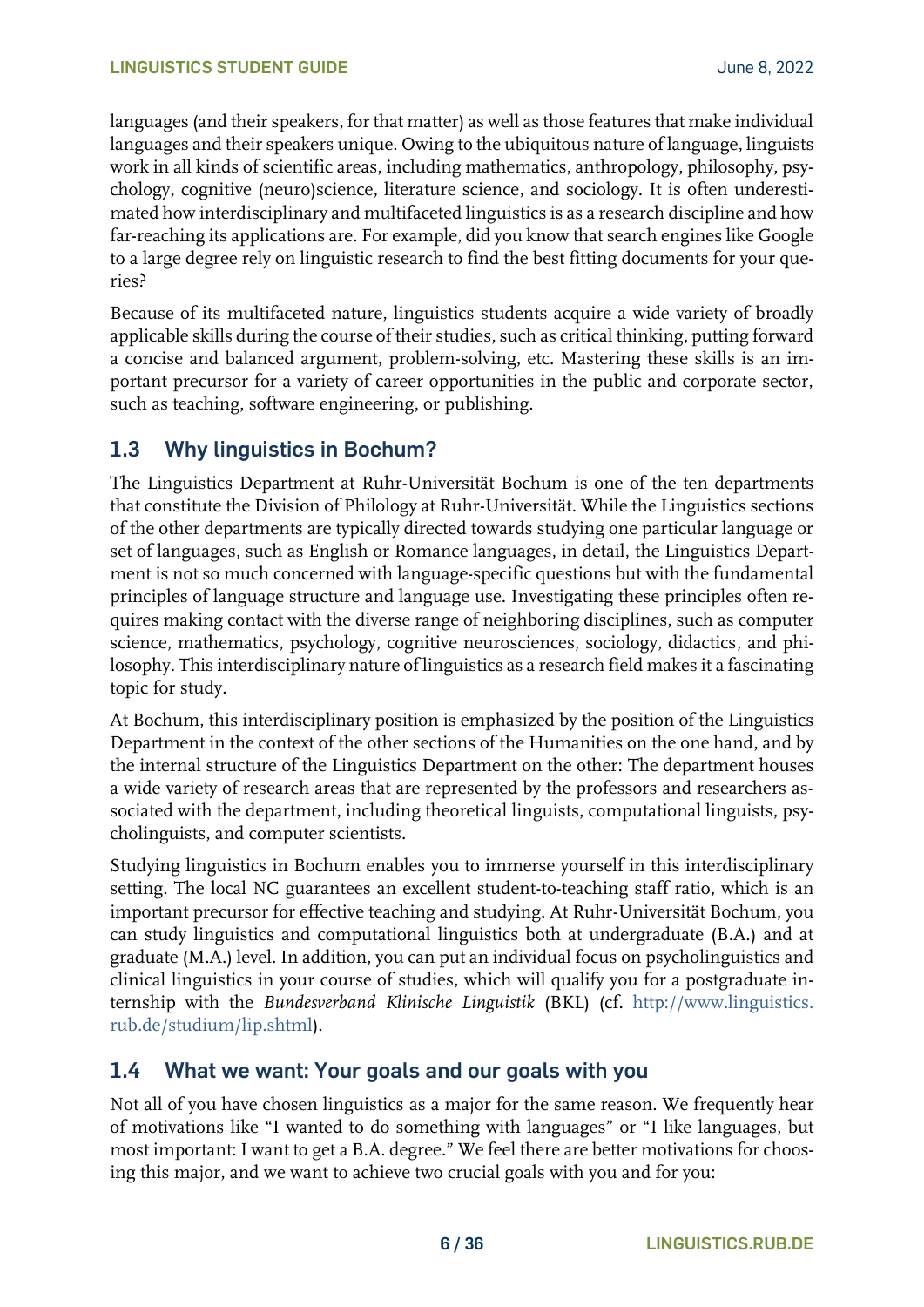languages (and their speakers, for that matter) as well as those features that make individual languages and their speakers unique. Owing to the ubiquitous nature of language, linguists work in all kinds of scientific areas, including mathematics, anthropology, philosophy, psychology, cognitive (neuro)science, literature science, and sociology. It is often underestimated how interdisciplinary and multifaceted linguistics is as a research discipline and how far-reaching its applications are. For example, did you know that search engines like Google to a large degree rely on linguistic research to find the best fitting documents for your queries?

Because of its multifaceted nature, linguistics students acquire a wide variety of broadly applicable skills during the course of their studies, such as critical thinking, putting forward a concise and balanced argument, problem-solving, etc. Mastering these skills is an important precursor for a variety of career opportunities in the public and corporate sector, such as teaching, software engineering, or publishing.

## 1.3 Why linguistics in Bochum?

The Linguistics Department at Ruhr-Universität Bochum is one of the ten departments that constitute the Division of Philology at Ruhr-Universität. While the Linguistics sections of the other departments are typically directed towards studying one particular language or set of languages, such as English or Romance languages, in detail, the Linguistics Department is not so much concerned with language-specific questions but with the fundamental principles of language structure and language use. Investigating these principles often requires making contact with the diverse range of neighboring disciplines, such as computer science, mathematics, psychology, cognitive neurosciences, sociology, didactics, and philosophy. This interdisciplinary nature of linguistics as a research field makes it a fascinating topic for study.

At Bochum, this interdisciplinary position is emphasized by the position of the Linguistics Department in the context of the other sections of the Humanities on the one hand, and by the internal structure of the Linguistics Department on the other: The department houses a wide variety of research areas that are represented by the professors and researchers associated with the department, including theoretical linguists, computational linguists, psycholinguists, and computer scientists.

Studying linguistics in Bochum enables you to immerse yourself in this interdisciplinary setting. The local NC guarantees an excellent student-to-teaching staff ratio, which is an important precursor for effective teaching and studying. At Ruhr-Universität Bochum, you can study linguistics and computational linguistics both at undergraduate (B.A.) and at graduate (M.A.) level. In addition, you can put an individual focus on psycholinguistics and clinical linguistics in your course of studies, which will qualify you for a postgraduate internship with the *Bundesverband Klinische Linguistik* (BKL) (cf. http://www.linguistics.rub.de/studium/lip.shtml).

## 1.4 What we want: Your goals and our goals with you

Not all of you have chosen linguistics as a major for the same reason. We frequently hear of motivations like "I wanted to do something with languages" or "I like languages, but most important: I want to get a B.A. degree." We feel there are better motivations for choosing this major, and we want to achieve two crucial goals with you and for you: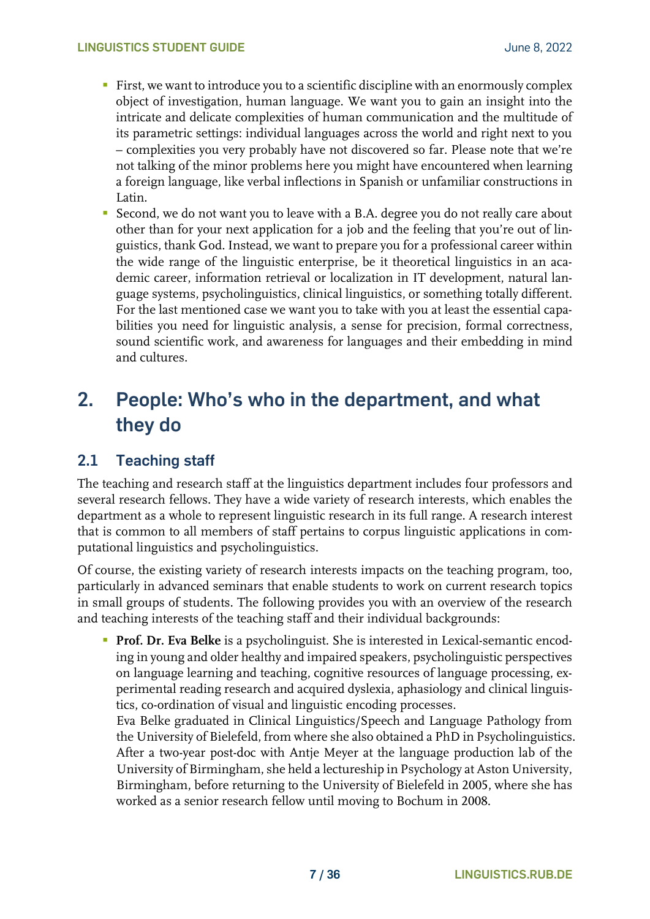- First, we want to introduce you to a scientific discipline with an enormously complex object of investigation, human language. We want you to gain an insight into the intricate and delicate complexities of human communication and the multitude of its parametric settings: individual languages across the world and right next to you – complexities you very probably have not discovered so far. Please note that we're not talking of the minor problems here you might have encountered when learning a foreign language, like verbal inflections in Spanish or unfamiliar constructions in Latin.
- Second, we do not want you to leave with a B.A. degree you do not really care about other than for your next application for a job and the feeling that you're out of linguistics, thank God. Instead, we want to prepare you for a professional career within the wide range of the linguistic enterprise, be it theoretical linguistics in an academic career, information retrieval or localization in IT development, natural language systems, psycholinguistics, clinical linguistics, or something totally different. For the last mentioned case we want you to take with you at least the essential capabilities you need for linguistic analysis, a sense for precision, formal correctness, sound scientific work, and awareness for languages and their embedding in mind and cultures.

# 2. People: Who's who in the department, and what they do

## 2.1 Teaching staff

The teaching and research staff at the linguistics department includes four professors and several research fellows. They have a wide variety of research interests, which enables the department as a whole to represent linguistic research in its full range. A research interest that is common to all members of staff pertains to corpus linguistic applications in computational linguistics and psycholinguistics.

Of course, the existing variety of research interests impacts on the teaching program, too, particularly in advanced seminars that enable students to work on current research topics in small groups of students. The following provides you with an overview of the research and teaching interests of the teaching staff and their individual backgrounds:

- **Prof. Dr. Eva Belke** is a psycholinguist. She is interested in Lexical-semantic encoding in young and older healthy and impaired speakers, psycholinguistic perspectives on language learning and teaching, cognitive resources of language processing, experimental reading research and acquired dyslexia, aphasiology and clinical linguistics, co-ordination of visual and linguistic encoding processes.
  Eva Belke graduated in Clinical Linguistics/Speech and Language Pathology from the University of Bielefeld, from where she also obtained a PhD in Psycholinguistics. After a two-year post-doc with Antje Meyer at the language production lab of the University of Birmingham, she held a lectureship in Psychology at Aston University, Birmingham, before returning to the University of Bielefeld in 2005, where she has worked as a senior research fellow until moving to Bochum in 2008.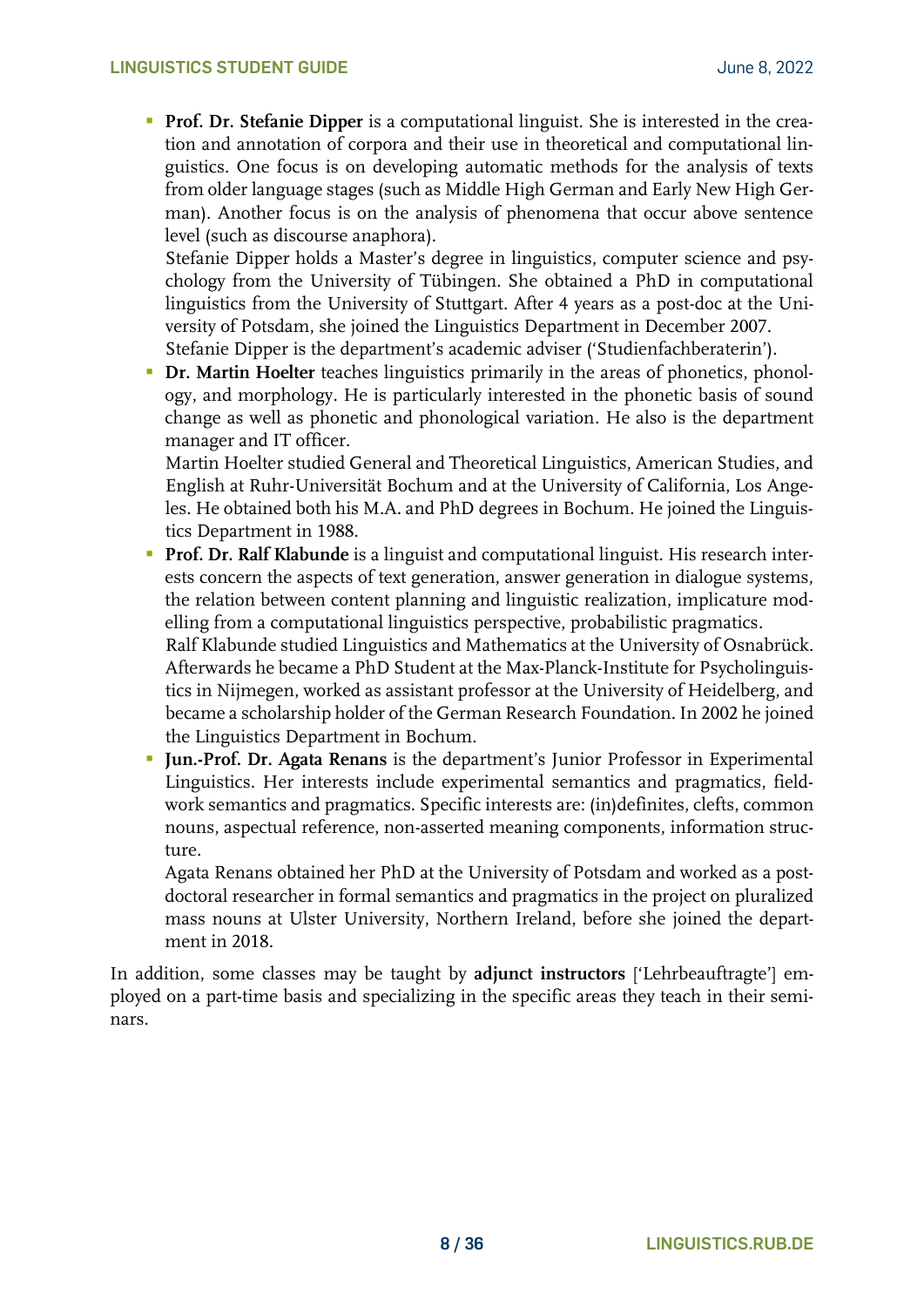- **Prof. Dr. Stefanie Dipper** is a computational linguist. She is interested in the creation and annotation of corpora and their use in theoretical and computational linguistics. One focus is on developing automatic methods for the analysis of texts from older language stages (such as Middle High German and Early New High German). Another focus is on the analysis of phenomena that occur above sentence level (such as discourse anaphora).
  Stefanie Dipper holds a Master's degree in linguistics, computer science and psychology from the University of Tübingen. She obtained a PhD in computational linguistics from the University of Stuttgart. After 4 years as a post-doc at the University of Potsdam, she joined the Linguistics Department in December 2007.
  Stefanie Dipper is the department's academic adviser ('Studienfachberaterin').
- **Dr. Martin Hoelter** teaches linguistics primarily in the areas of phonetics, phonology, and morphology. He is particularly interested in the phonetic basis of sound change as well as phonetic and phonological variation. He also is the department manager and IT officer.
  Martin Hoelter studied General and Theoretical Linguistics, American Studies, and English at Ruhr-Universität Bochum and at the University of California, Los Angeles. He obtained both his M.A. and PhD degrees in Bochum. He joined the Linguistics Department in 1988.
- **Prof. Dr. Ralf Klabunde** is a linguist and computational linguist. His research interests concern the aspects of text generation, answer generation in dialogue systems, the relation between content planning and linguistic realization, implicature modelling from a computational linguistics perspective, probabilistic pragmatics.
  Ralf Klabunde studied Linguistics and Mathematics at the University of Osnabrück. Afterwards he became a PhD Student at the Max-Planck-Institute for Psycholinguistics in Nijmegen, worked as assistant professor at the University of Heidelberg, and became a scholarship holder of the German Research Foundation. In 2002 he joined the Linguistics Department in Bochum.
- **Jun.-Prof. Dr. Agata Renans** is the department's Junior Professor in Experimental Linguistics. Her interests include experimental semantics and pragmatics, fieldwork semantics and pragmatics. Specific interests are: (in)definites, clefts, common nouns, aspectual reference, non-asserted meaning components, information structure.
  Agata Renans obtained her PhD at the University of Potsdam and worked as a postdoctoral researcher in formal semantics and pragmatics in the project on pluralized mass nouns at Ulster University, Northern Ireland, before she joined the department in 2018.

In addition, some classes may be taught by **adjunct instructors** ['Lehrbeauftragte'] employed on a part-time basis and specializing in the specific areas they teach in their seminars.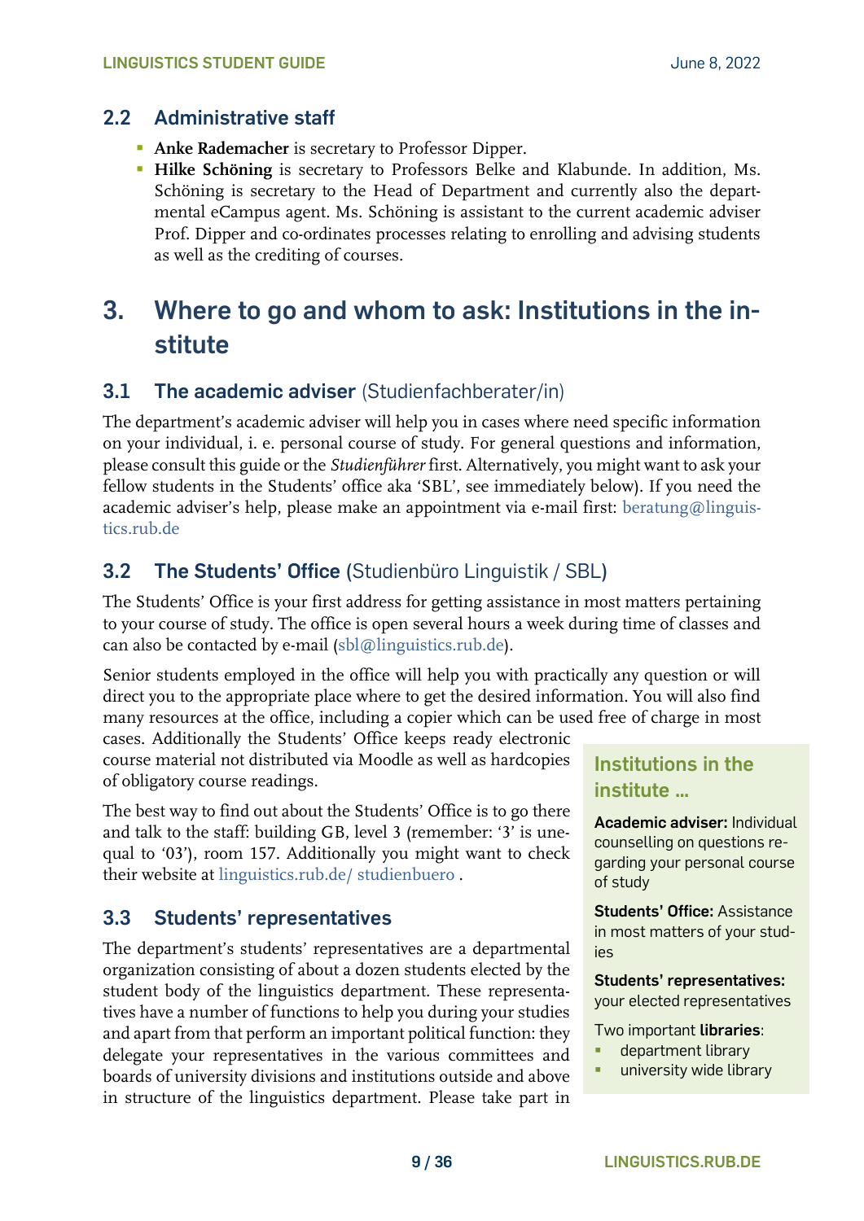## 2.2 Administrative staff

- **Anke Rademacher** is secretary to Professor Dipper.
- **Hilke Schöning** is secretary to Professors Belke and Klabunde. In addition, Ms. Schöning is secretary to the Head of Department and currently also the departmental eCampus agent. Ms. Schöning is assistant to the current academic adviser Prof. Dipper and co-ordinates processes relating to enrolling and advising students as well as the crediting of courses.

# 3. Where to go and whom to ask: Institutions in the institute

## 3.1 The academic adviser (Studienfachberater/in)

The department's academic adviser will help you in cases where need specific information on your individual, i. e. personal course of study. For general questions and information, please consult this guide or the *Studienführer* first. Alternatively, you might want to ask your fellow students in the Students' office aka 'SBL', see immediately below). If you need the academic adviser's help, please make an appointment via e-mail first: beratung@linguistics.rub.de

## 3.2 The Students' Office (Studienbüro Linguistik / SBL)

The Students' Office is your first address for getting assistance in most matters pertaining to your course of study. The office is open several hours a week during time of classes and can also be contacted by e-mail (sbl@linguistics.rub.de).

Senior students employed in the office will help you with practically any question or will direct you to the appropriate place where to get the desired information. You will also find many resources at the office, including a copier which can be used free of charge in most cases. Additionally the Students' Office keeps ready electronic course material not distributed via Moodle as well as hardcopies of obligatory course readings.

The best way to find out about the Students' Office is to go there and talk to the staff: building GB, level 3 (remember: '3' is unequal to '03'), room 157. Additionally you might want to check their website at linguistics.rub.de/ studienbuero .

## 3.3 Students' representatives

The department's students' representatives are a departmental organization consisting of about a dozen students elected by the student body of the linguistics department. These representatives have a number of functions to help you during your studies and apart from that perform an important political function: they delegate your representatives in the various committees and boards of university divisions and institutions outside and above in structure of the linguistics department. Please take part in

> **Institutions in the institute …**
>
> **Academic adviser:** Individual counselling on questions regarding your personal course of study
>
> **Students' Office:** Assistance in most matters of your studies
>
> **Students' representatives:** your elected representatives
>
> Two important **libraries**:
> - department library
> - university wide library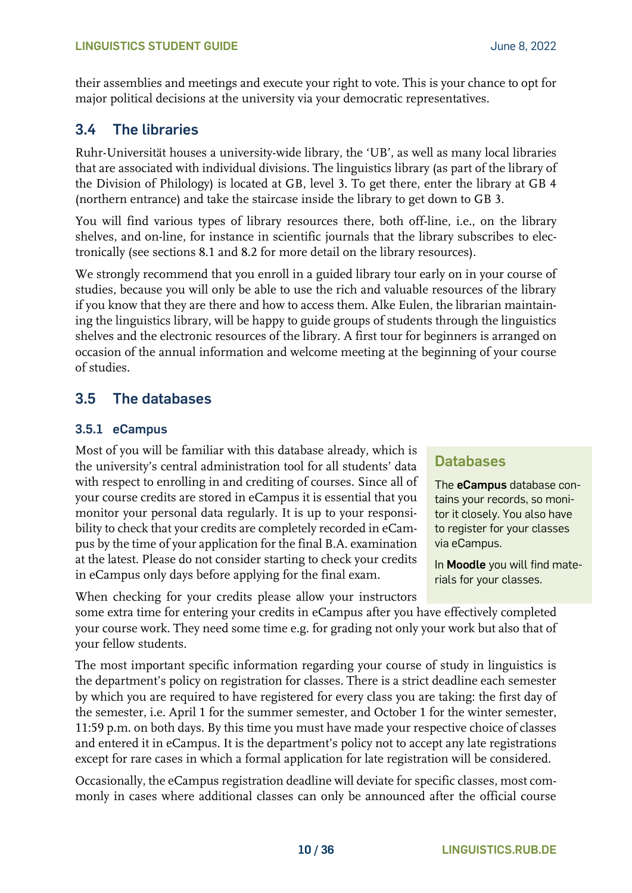their assemblies and meetings and execute your right to vote. This is your chance to opt for major political decisions at the university via your democratic representatives.

## 3.4 The libraries

Ruhr-Universität houses a university-wide library, the 'UB', as well as many local libraries that are associated with individual divisions. The linguistics library (as part of the library of the Division of Philology) is located at GB, level 3. To get there, enter the library at GB 4 (northern entrance) and take the staircase inside the library to get down to GB 3.

You will find various types of library resources there, both off-line, i.e., on the library shelves, and on-line, for instance in scientific journals that the library subscribes to electronically (see sections 8.1 and 8.2 for more detail on the library resources).

We strongly recommend that you enroll in a guided library tour early on in your course of studies, because you will only be able to use the rich and valuable resources of the library if you know that they are there and how to access them. Alke Eulen, the librarian maintaining the linguistics library, will be happy to guide groups of students through the linguistics shelves and the electronic resources of the library. A first tour for beginners is arranged on occasion of the annual information and welcome meeting at the beginning of your course of studies.

## 3.5 The databases

### 3.5.1 eCampus

Most of you will be familiar with this database already, which is the university's central administration tool for all students' data with respect to enrolling in and crediting of courses. Since all of your course credits are stored in eCampus it is essential that you monitor your personal data regularly. It is up to your responsibility to check that your credits are completely recorded in eCampus by the time of your application for the final B.A. examination at the latest. Please do not consider starting to check your credits in eCampus only days before applying for the final exam.

> **Databases**
>
> The **eCampus** database contains your records, so monitor it closely. You also have to register for your classes via eCampus.
>
> In **Moodle** you will find materials for your classes.

When checking for your credits please allow your instructors some extra time for entering your credits in eCampus after you have effectively completed your course work. They need some time e.g. for grading not only your work but also that of your fellow students.

The most important specific information regarding your course of study in linguistics is the department's policy on registration for classes. There is a strict deadline each semester by which you are required to have registered for every class you are taking: the first day of the semester, i.e. April 1 for the summer semester, and October 1 for the winter semester, 11:59 p.m. on both days. By this time you must have made your respective choice of classes and entered it in eCampus. It is the department's policy not to accept any late registrations except for rare cases in which a formal application for late registration will be considered.

Occasionally, the eCampus registration deadline will deviate for specific classes, most commonly in cases where additional classes can only be announced after the official course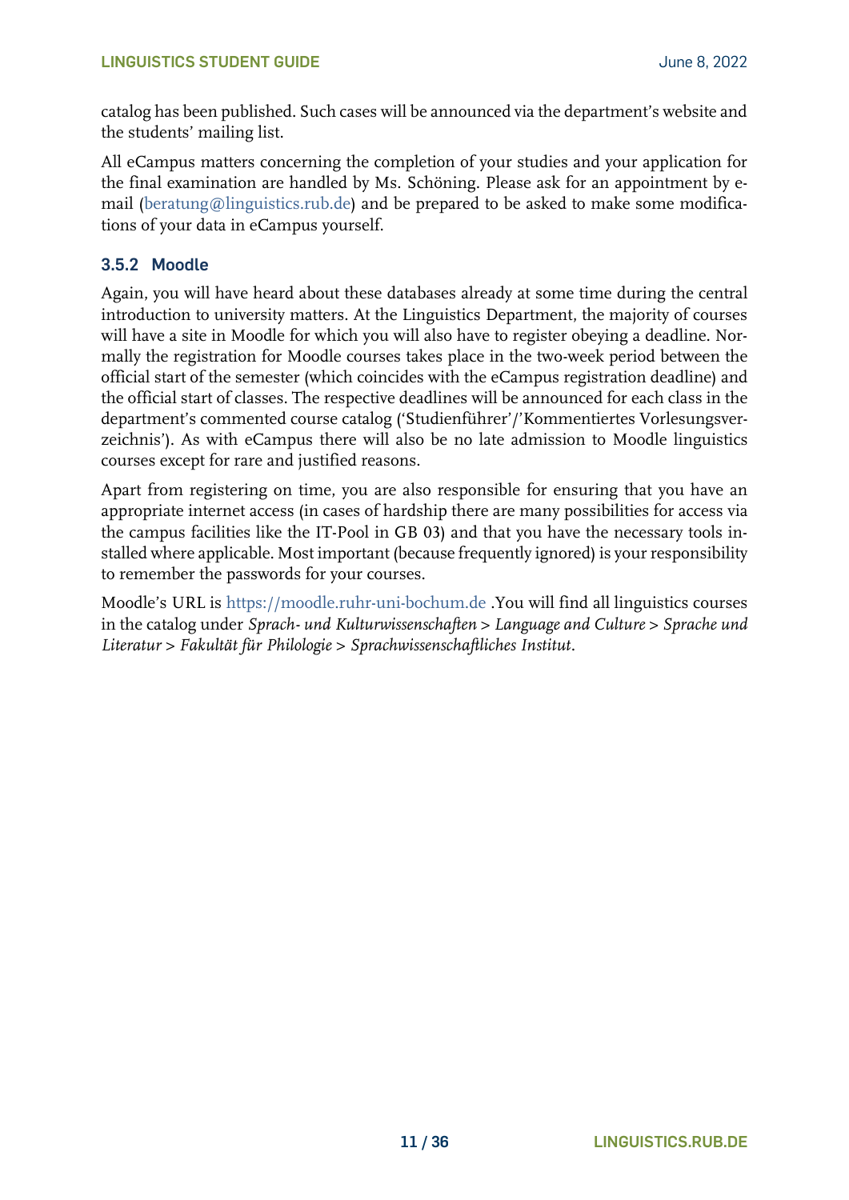catalog has been published. Such cases will be announced via the department's website and the students' mailing list.

All eCampus matters concerning the completion of your studies and your application for the final examination are handled by Ms. Schöning. Please ask for an appointment by e-mail (beratung@linguistics.rub.de) and be prepared to be asked to make some modifications of your data in eCampus yourself.

### 3.5.2 Moodle

Again, you will have heard about these databases already at some time during the central introduction to university matters. At the Linguistics Department, the majority of courses will have a site in Moodle for which you will also have to register obeying a deadline. Normally the registration for Moodle courses takes place in the two-week period between the official start of the semester (which coincides with the eCampus registration deadline) and the official start of classes. The respective deadlines will be announced for each class in the department's commented course catalog ('Studienführer'/'Kommentiertes Vorlesungsverzeichnis'). As with eCampus there will also be no late admission to Moodle linguistics courses except for rare and justified reasons.

Apart from registering on time, you are also responsible for ensuring that you have an appropriate internet access (in cases of hardship there are many possibilities for access via the campus facilities like the IT-Pool in GB 03) and that you have the necessary tools installed where applicable. Most important (because frequently ignored) is your responsibility to remember the passwords for your courses.

Moodle's URL is https://moodle.ruhr-uni-bochum.de .You will find all linguistics courses in the catalog under *Sprach- und Kulturwissenschaften > Language and Culture > Sprache und Literatur > Fakultät für Philologie > Sprachwissenschaftliches Institut*.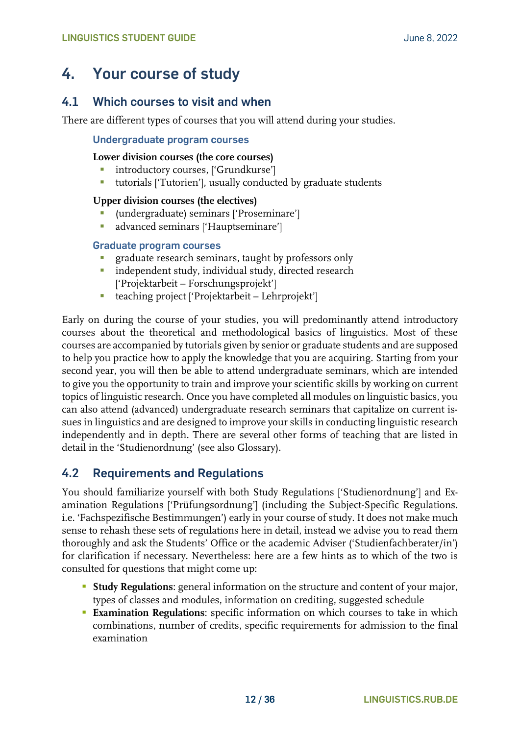# 4. Your course of study

## 4.1 Which courses to visit and when

There are different types of courses that you will attend during your studies.

### Undergraduate program courses

**Lower division courses (the core courses)**

- introductory courses, ['Grundkurse']
- tutorials ['Tutorien'], usually conducted by graduate students

**Upper division courses (the electives)**

- (undergraduate) seminars ['Proseminare']
- advanced seminars ['Hauptseminare']

### Graduate program courses

- graduate research seminars, taught by professors only
- independent study, individual study, directed research ['Projektarbeit – Forschungsprojekt']
- teaching project ['Projektarbeit – Lehrprojekt']

Early on during the course of your studies, you will predominantly attend introductory courses about the theoretical and methodological basics of linguistics. Most of these courses are accompanied by tutorials given by senior or graduate students and are supposed to help you practice how to apply the knowledge that you are acquiring. Starting from your second year, you will then be able to attend undergraduate seminars, which are intended to give you the opportunity to train and improve your scientific skills by working on current topics of linguistic research. Once you have completed all modules on linguistic basics, you can also attend (advanced) undergraduate research seminars that capitalize on current issues in linguistics and are designed to improve your skills in conducting linguistic research independently and in depth. There are several other forms of teaching that are listed in detail in the 'Studienordnung' (see also Glossary).

## 4.2 Requirements and Regulations

You should familiarize yourself with both Study Regulations ['Studienordnung'] and Examination Regulations ['Prüfungsordnung'] (including the Subject-Specific Regulations. i.e. 'Fachspezifische Bestimmungen') early in your course of study. It does not make much sense to rehash these sets of regulations here in detail, instead we advise you to read them thoroughly and ask the Students' Office or the academic Adviser ('Studienfachberater/in') for clarification if necessary. Nevertheless: here are a few hints as to which of the two is consulted for questions that might come up:

- **Study Regulations**: general information on the structure and content of your major, types of classes and modules, information on crediting, suggested schedule
- **Examination Regulations**: specific information on which courses to take in which combinations, number of credits, specific requirements for admission to the final examination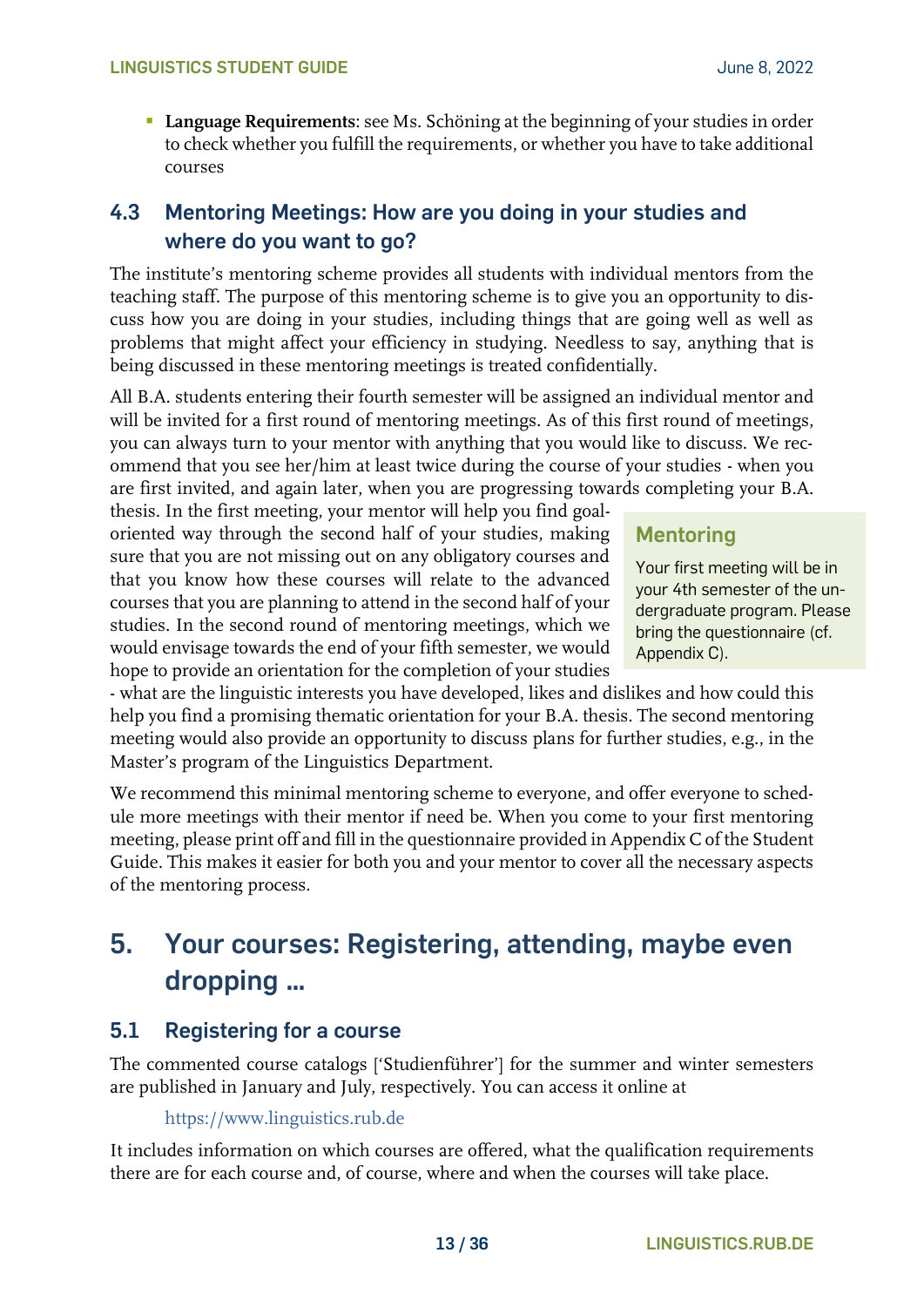- **Language Requirements**: see Ms. Schöning at the beginning of your studies in order to check whether you fulfill the requirements, or whether you have to take additional courses

## 4.3 Mentoring Meetings: How are you doing in your studies and where do you want to go?

The institute's mentoring scheme provides all students with individual mentors from the teaching staff. The purpose of this mentoring scheme is to give you an opportunity to discuss how you are doing in your studies, including things that are going well as well as problems that might affect your efficiency in studying. Needless to say, anything that is being discussed in these mentoring meetings is treated confidentially.

All B.A. students entering their fourth semester will be assigned an individual mentor and will be invited for a first round of mentoring meetings. As of this first round of meetings, you can always turn to your mentor with anything that you would like to discuss. We recommend that you see her/him at least twice during the course of your studies - when you are first invited, and again later, when you are progressing towards completing your B.A. thesis. In the first meeting, your mentor will help you find goal-oriented way through the second half of your studies, making sure that you are not missing out on any obligatory courses and that you know how these courses will relate to the advanced courses that you are planning to attend in the second half of your studies. In the second round of mentoring meetings, which we would envisage towards the end of your fifth semester, we would hope to provide an orientation for the completion of your studies - what are the linguistic interests you have developed, likes and dislikes and how could this help you find a promising thematic orientation for your B.A. thesis. The second mentoring meeting would also provide an opportunity to discuss plans for further studies, e.g., in the Master's program of the Linguistics Department.

> **Mentoring**
>
> Your first meeting will be in your 4th semester of the undergraduate program. Please bring the questionnaire (cf. Appendix C).

We recommend this minimal mentoring scheme to everyone, and offer everyone to schedule more meetings with their mentor if need be. When you come to your first mentoring meeting, please print off and fill in the questionnaire provided in Appendix C of the Student Guide. This makes it easier for both you and your mentor to cover all the necessary aspects of the mentoring process.

# 5. Your courses: Registering, attending, maybe even dropping …

## 5.1 Registering for a course

The commented course catalogs ['Studienführer'] for the summer and winter semesters are published in January and July, respectively. You can access it online at

https://www.linguistics.rub.de

It includes information on which courses are offered, what the qualification requirements there are for each course and, of course, where and when the courses will take place.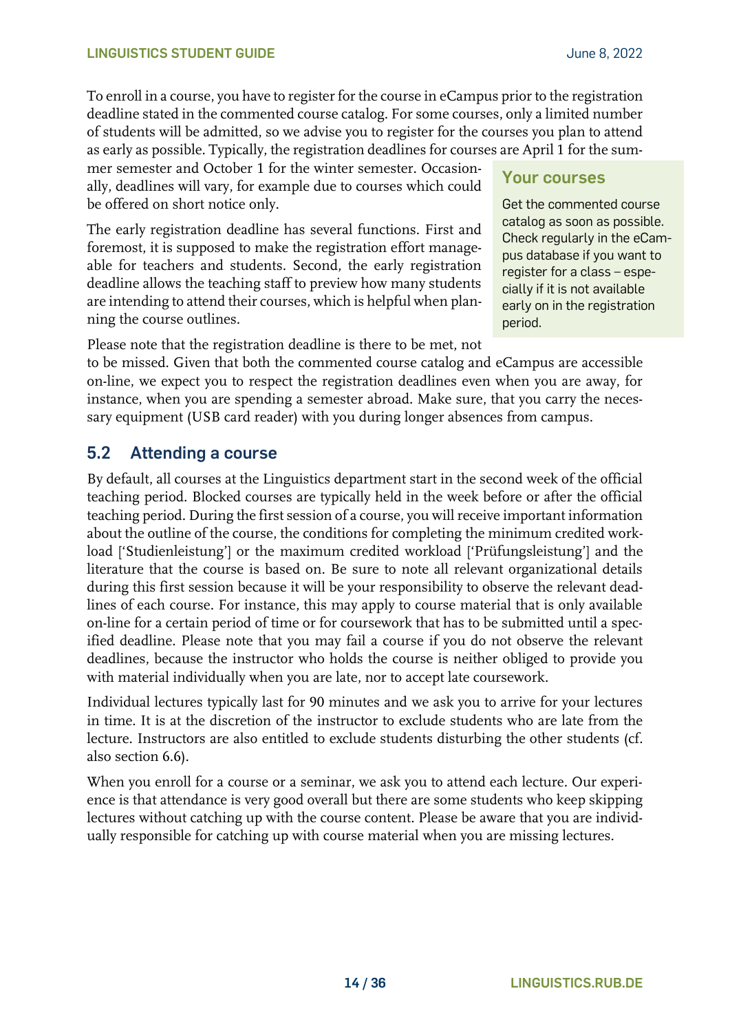To enroll in a course, you have to register for the course in eCampus prior to the registration deadline stated in the commented course catalog. For some courses, only a limited number of students will be admitted, so we advise you to register for the courses you plan to attend as early as possible. Typically, the registration deadlines for courses are April 1 for the summer semester and October 1 for the winter semester. Occasionally, deadlines will vary, for example due to courses which could be offered on short notice only.

The early registration deadline has several functions. First and foremost, it is supposed to make the registration effort manageable for teachers and students. Second, the early registration deadline allows the teaching staff to preview how many students are intending to attend their courses, which is helpful when planning the course outlines.

Please note that the registration deadline is there to be met, not to be missed. Given that both the commented course catalog and eCampus are accessible on-line, we expect you to respect the registration deadlines even when you are away, for instance, when you are spending a semester abroad. Make sure, that you carry the necessary equipment (USB card reader) with you during longer absences from campus.

> **Your courses**
>
> Get the commented course catalog as soon as possible. Check regularly in the eCampus database if you want to register for a class – especially if it is not available early on in the registration period.

## 5.2 Attending a course

By default, all courses at the Linguistics department start in the second week of the official teaching period. Blocked courses are typically held in the week before or after the official teaching period. During the first session of a course, you will receive important information about the outline of the course, the conditions for completing the minimum credited workload ['Studienleistung'] or the maximum credited workload ['Prüfungsleistung'] and the literature that the course is based on. Be sure to note all relevant organizational details during this first session because it will be your responsibility to observe the relevant deadlines of each course. For instance, this may apply to course material that is only available on-line for a certain period of time or for coursework that has to be submitted until a specified deadline. Please note that you may fail a course if you do not observe the relevant deadlines, because the instructor who holds the course is neither obliged to provide you with material individually when you are late, nor to accept late coursework.

Individual lectures typically last for 90 minutes and we ask you to arrive for your lectures in time. It is at the discretion of the instructor to exclude students who are late from the lecture. Instructors are also entitled to exclude students disturbing the other students (cf. also section 6.6).

When you enroll for a course or a seminar, we ask you to attend each lecture. Our experience is that attendance is very good overall but there are some students who keep skipping lectures without catching up with the course content. Please be aware that you are individually responsible for catching up with course material when you are missing lectures.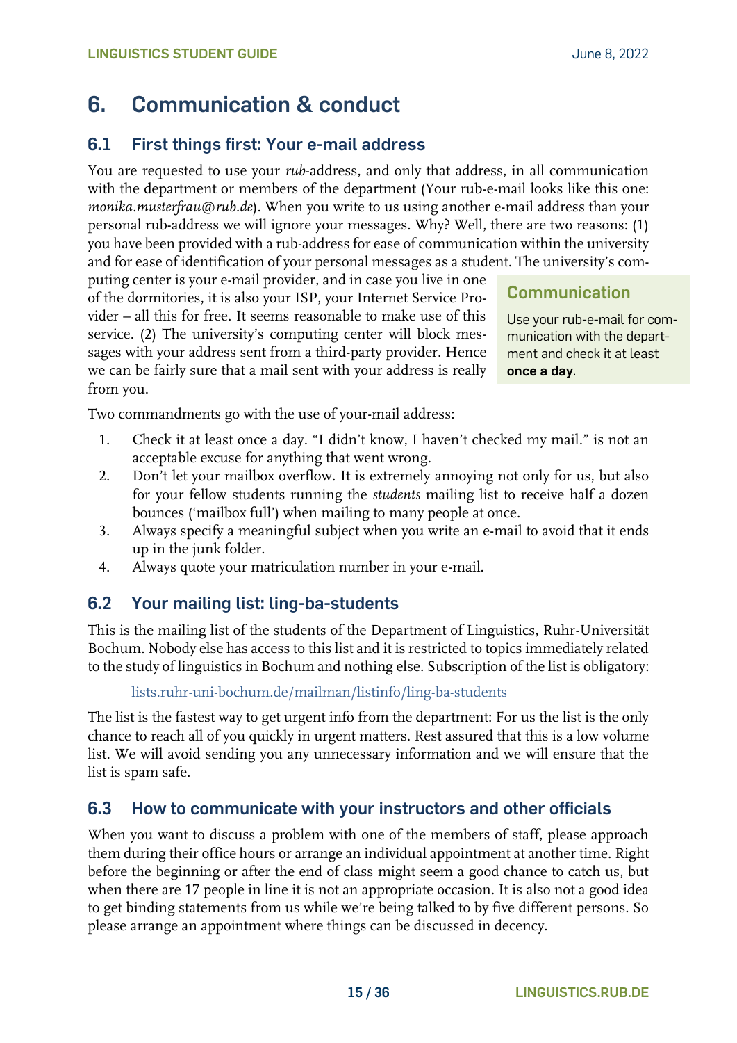# 6. Communication & conduct

## 6.1 First things first: Your e-mail address

You are requested to use your *rub*-address, and only that address, in all communication with the department or members of the department (Your rub-e-mail looks like this one: *monika.musterfrau@rub.de*). When you write to us using another e-mail address than your personal rub-address we will ignore your messages. Why? Well, there are two reasons: (1) you have been provided with a rub-address for ease of communication within the university and for ease of identification of your personal messages as a student. The university's computing center is your e-mail provider, and in case you live in one of the dormitories, it is also your ISP, your Internet Service Provider – all this for free. It seems reasonable to make use of this service. (2) The university's computing center will block messages with your address sent from a third-party provider. Hence we can be fairly sure that a mail sent with your address is really from you.

> **Communication**
>
> Use your rub-e-mail for communication with the department and check it at least **once a day**.

Two commandments go with the use of your-mail address:

1. Check it at least once a day. "I didn't know, I haven't checked my mail." is not an acceptable excuse for anything that went wrong.
2. Don't let your mailbox overflow. It is extremely annoying not only for us, but also for your fellow students running the *students* mailing list to receive half a dozen bounces ('mailbox full') when mailing to many people at once.
3. Always specify a meaningful subject when you write an e-mail to avoid that it ends up in the junk folder.
4. Always quote your matriculation number in your e-mail.

## 6.2 Your mailing list: ling-ba-students

This is the mailing list of the students of the Department of Linguistics, Ruhr-Universität Bochum. Nobody else has access to this list and it is restricted to topics immediately related to the study of linguistics in Bochum and nothing else. Subscription of the list is obligatory:

lists.ruhr-uni-bochum.de/mailman/listinfo/ling-ba-students

The list is the fastest way to get urgent info from the department: For us the list is the only chance to reach all of you quickly in urgent matters. Rest assured that this is a low volume list. We will avoid sending you any unnecessary information and we will ensure that the list is spam safe.

## 6.3 How to communicate with your instructors and other officials

When you want to discuss a problem with one of the members of staff, please approach them during their office hours or arrange an individual appointment at another time. Right before the beginning or after the end of class might seem a good chance to catch us, but when there are 17 people in line it is not an appropriate occasion. It is also not a good idea to get binding statements from us while we're being talked to by five different persons. So please arrange an appointment where things can be discussed in decency.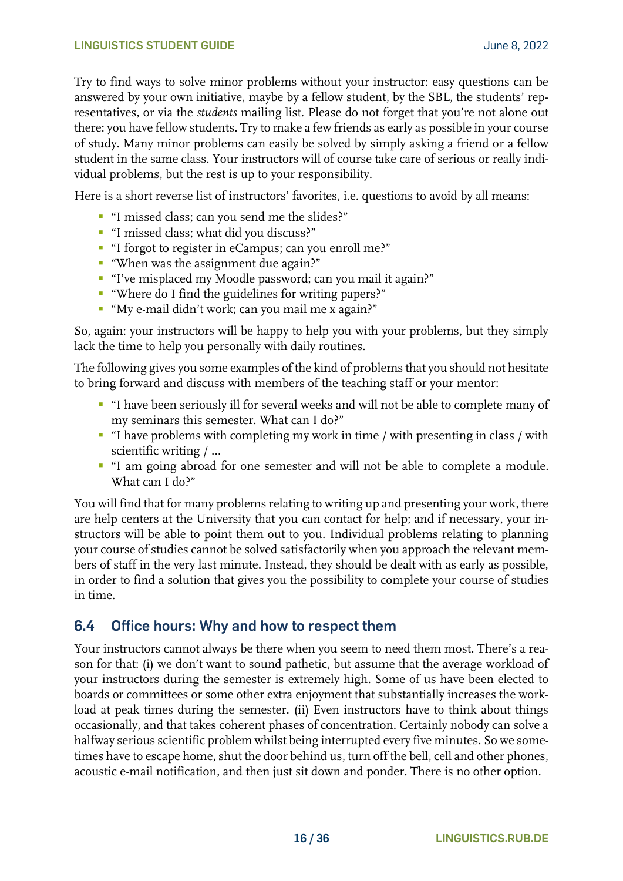Try to find ways to solve minor problems without your instructor: easy questions can be answered by your own initiative, maybe by a fellow student, by the SBL, the students' representatives, or via the *students* mailing list. Please do not forget that you're not alone out there: you have fellow students. Try to make a few friends as early as possible in your course of study. Many minor problems can easily be solved by simply asking a friend or a fellow student in the same class. Your instructors will of course take care of serious or really individual problems, but the rest is up to your responsibility.

Here is a short reverse list of instructors' favorites, i.e. questions to avoid by all means:

- "I missed class; can you send me the slides?"
- "I missed class; what did you discuss?"
- "I forgot to register in eCampus; can you enroll me?"
- "When was the assignment due again?"
- "I've misplaced my Moodle password; can you mail it again?"
- "Where do I find the guidelines for writing papers?"
- "My e-mail didn't work; can you mail me x again?"

So, again: your instructors will be happy to help you with your problems, but they simply lack the time to help you personally with daily routines.

The following gives you some examples of the kind of problems that you should not hesitate to bring forward and discuss with members of the teaching staff or your mentor:

- "I have been seriously ill for several weeks and will not be able to complete many of my seminars this semester. What can I do?"
- "I have problems with completing my work in time / with presenting in class / with scientific writing / ...
- "I am going abroad for one semester and will not be able to complete a module. What can I do?"

You will find that for many problems relating to writing up and presenting your work, there are help centers at the University that you can contact for help; and if necessary, your instructors will be able to point them out to you. Individual problems relating to planning your course of studies cannot be solved satisfactorily when you approach the relevant members of staff in the very last minute. Instead, they should be dealt with as early as possible, in order to find a solution that gives you the possibility to complete your course of studies in time.

## 6.4 Office hours: Why and how to respect them

Your instructors cannot always be there when you seem to need them most. There's a reason for that: (i) we don't want to sound pathetic, but assume that the average workload of your instructors during the semester is extremely high. Some of us have been elected to boards or committees or some other extra enjoyment that substantially increases the workload at peak times during the semester. (ii) Even instructors have to think about things occasionally, and that takes coherent phases of concentration. Certainly nobody can solve a halfway serious scientific problem whilst being interrupted every five minutes. So we sometimes have to escape home, shut the door behind us, turn off the bell, cell and other phones, acoustic e-mail notification, and then just sit down and ponder. There is no other option.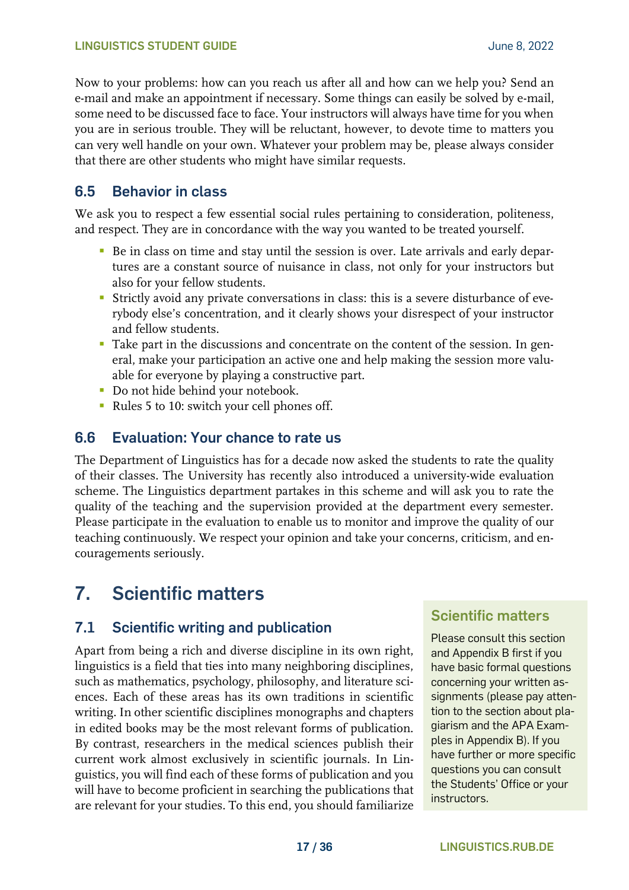Now to your problems: how can you reach us after all and how can we help you? Send an e-mail and make an appointment if necessary. Some things can easily be solved by e-mail, some need to be discussed face to face. Your instructors will always have time for you when you are in serious trouble. They will be reluctant, however, to devote time to matters you can very well handle on your own. Whatever your problem may be, please always consider that there are other students who might have similar requests.

## 6.5 Behavior in class

We ask you to respect a few essential social rules pertaining to consideration, politeness, and respect. They are in concordance with the way you wanted to be treated yourself.

- Be in class on time and stay until the session is over. Late arrivals and early departures are a constant source of nuisance in class, not only for your instructors but also for your fellow students.
- Strictly avoid any private conversations in class: this is a severe disturbance of everybody else's concentration, and it clearly shows your disrespect of your instructor and fellow students.
- Take part in the discussions and concentrate on the content of the session. In general, make your participation an active one and help making the session more valuable for everyone by playing a constructive part.
- Do not hide behind your notebook.
- Rules 5 to 10: switch your cell phones off.

## 6.6 Evaluation: Your chance to rate us

The Department of Linguistics has for a decade now asked the students to rate the quality of their classes. The University has recently also introduced a university-wide evaluation scheme. The Linguistics department partakes in this scheme and will ask you to rate the quality of the teaching and the supervision provided at the department every semester. Please participate in the evaluation to enable us to monitor and improve the quality of our teaching continuously. We respect your opinion and take your concerns, criticism, and encouragements seriously.

# 7. Scientific matters

## 7.1 Scientific writing and publication

Apart from being a rich and diverse discipline in its own right, linguistics is a field that ties into many neighboring disciplines, such as mathematics, psychology, philosophy, and literature sciences. Each of these areas has its own traditions in scientific writing. In other scientific disciplines monographs and chapters in edited books may be the most relevant forms of publication. By contrast, researchers in the medical sciences publish their current work almost exclusively in scientific journals. In Linguistics, you will find each of these forms of publication and you will have to become proficient in searching the publications that are relevant for your studies. To this end, you should familiarize

> **Scientific matters**
>
> Please consult this section and Appendix B first if you have basic formal questions concerning your written assignments (please pay attention to the section about plagiarism and the APA Examples in Appendix B). If you have further or more specific questions you can consult the Students' Office or your instructors.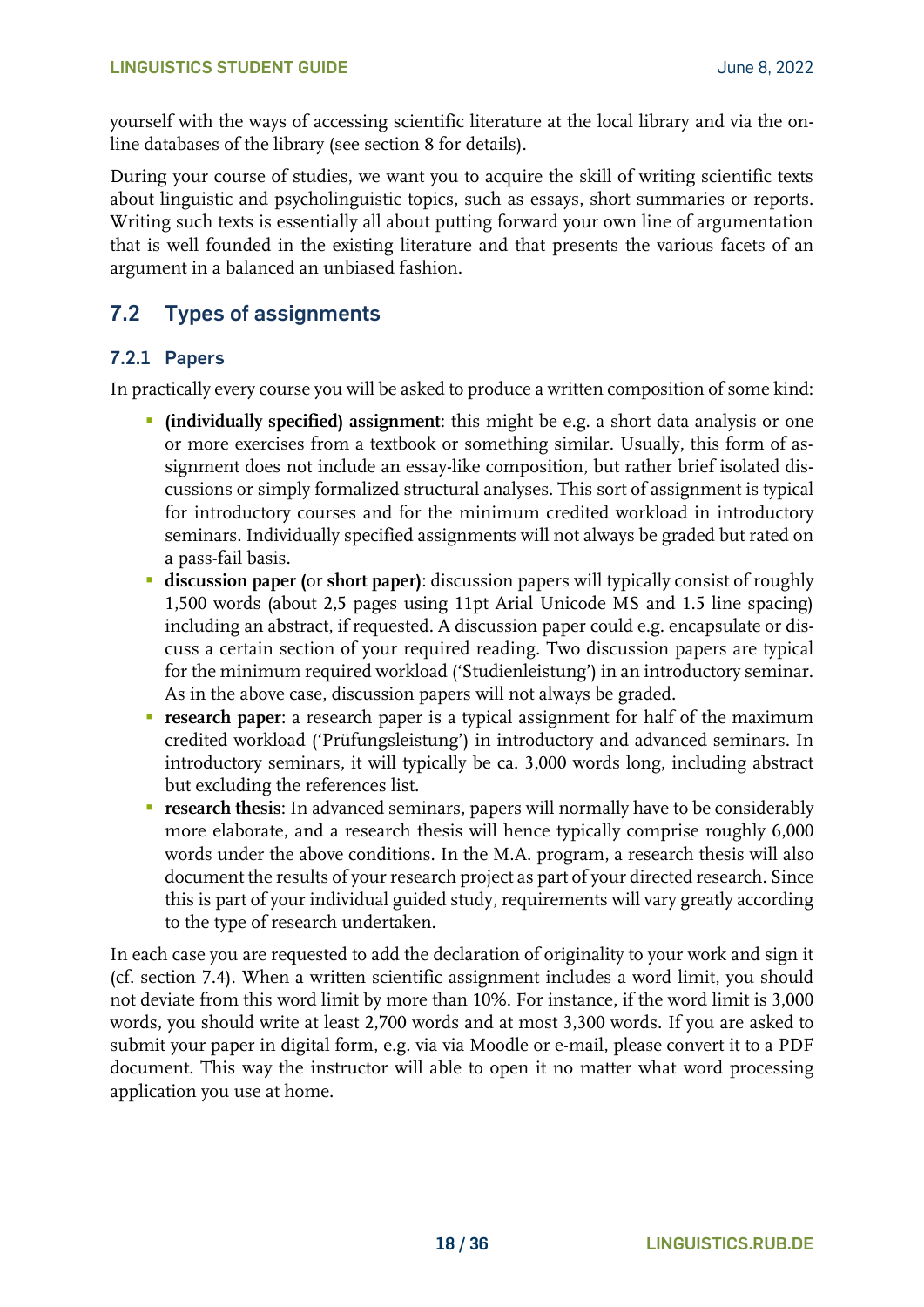yourself with the ways of accessing scientific literature at the local library and via the online databases of the library (see section 8 for details).

During your course of studies, we want you to acquire the skill of writing scientific texts about linguistic and psycholinguistic topics, such as essays, short summaries or reports. Writing such texts is essentially all about putting forward your own line of argumentation that is well founded in the existing literature and that presents the various facets of an argument in a balanced an unbiased fashion.

## 7.2 Types of assignments

### 7.2.1 Papers

In practically every course you will be asked to produce a written composition of some kind:

- **(individually specified) assignment**: this might be e.g. a short data analysis or one or more exercises from a textbook or something similar. Usually, this form of assignment does not include an essay-like composition, but rather brief isolated discussions or simply formalized structural analyses. This sort of assignment is typical for introductory courses and for the minimum credited workload in introductory seminars. Individually specified assignments will not always be graded but rated on a pass-fail basis.
- **discussion paper (**or **short paper)**: discussion papers will typically consist of roughly 1,500 words (about 2,5 pages using 11pt Arial Unicode MS and 1.5 line spacing) including an abstract, if requested. A discussion paper could e.g. encapsulate or discuss a certain section of your required reading. Two discussion papers are typical for the minimum required workload ('Studienleistung') in an introductory seminar. As in the above case, discussion papers will not always be graded.
- **research paper**: a research paper is a typical assignment for half of the maximum credited workload ('Prüfungsleistung') in introductory and advanced seminars. In introductory seminars, it will typically be ca. 3,000 words long, including abstract but excluding the references list.
- **research thesis**: In advanced seminars, papers will normally have to be considerably more elaborate, and a research thesis will hence typically comprise roughly 6,000 words under the above conditions. In the M.A. program, a research thesis will also document the results of your research project as part of your directed research. Since this is part of your individual guided study, requirements will vary greatly according to the type of research undertaken.

In each case you are requested to add the declaration of originality to your work and sign it (cf. section 7.4). When a written scientific assignment includes a word limit, you should not deviate from this word limit by more than 10%. For instance, if the word limit is 3,000 words, you should write at least 2,700 words and at most 3,300 words. If you are asked to submit your paper in digital form, e.g. via via Moodle or e-mail, please convert it to a PDF document. This way the instructor will able to open it no matter what word processing application you use at home.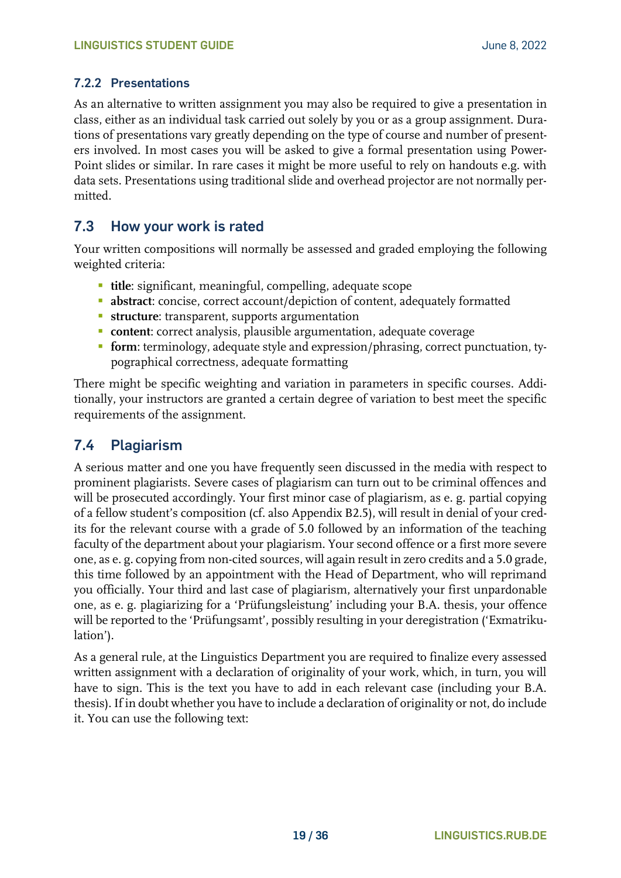### 7.2.2 Presentations

As an alternative to written assignment you may also be required to give a presentation in class, either as an individual task carried out solely by you or as a group assignment. Durations of presentations vary greatly depending on the type of course and number of presenters involved. In most cases you will be asked to give a formal presentation using PowerPoint slides or similar. In rare cases it might be more useful to rely on handouts e.g. with data sets. Presentations using traditional slide and overhead projector are not normally permitted.

## 7.3 How your work is rated

Your written compositions will normally be assessed and graded employing the following weighted criteria:

- **title**: significant, meaningful, compelling, adequate scope
- **abstract**: concise, correct account/depiction of content, adequately formatted
- **structure**: transparent, supports argumentation
- **content**: correct analysis, plausible argumentation, adequate coverage
- **form**: terminology, adequate style and expression/phrasing, correct punctuation, typographical correctness, adequate formatting

There might be specific weighting and variation in parameters in specific courses. Additionally, your instructors are granted a certain degree of variation to best meet the specific requirements of the assignment.

## 7.4 Plagiarism

A serious matter and one you have frequently seen discussed in the media with respect to prominent plagiarists. Severe cases of plagiarism can turn out to be criminal offences and will be prosecuted accordingly. Your first minor case of plagiarism, as e. g. partial copying of a fellow student's composition (cf. also Appendix B2.5), will result in denial of your credits for the relevant course with a grade of 5.0 followed by an information of the teaching faculty of the department about your plagiarism. Your second offence or a first more severe one, as e. g. copying from non-cited sources, will again result in zero credits and a 5.0 grade, this time followed by an appointment with the Head of Department, who will reprimand you officially. Your third and last case of plagiarism, alternatively your first unpardonable one, as e. g. plagiarizing for a 'Prüfungsleistung' including your B.A. thesis, your offence will be reported to the 'Prüfungsamt', possibly resulting in your deregistration ('Exmatrikulation').

As a general rule, at the Linguistics Department you are required to finalize every assessed written assignment with a declaration of originality of your work, which, in turn, you will have to sign. This is the text you have to add in each relevant case (including your B.A. thesis). If in doubt whether you have to include a declaration of originality or not, do include it. You can use the following text: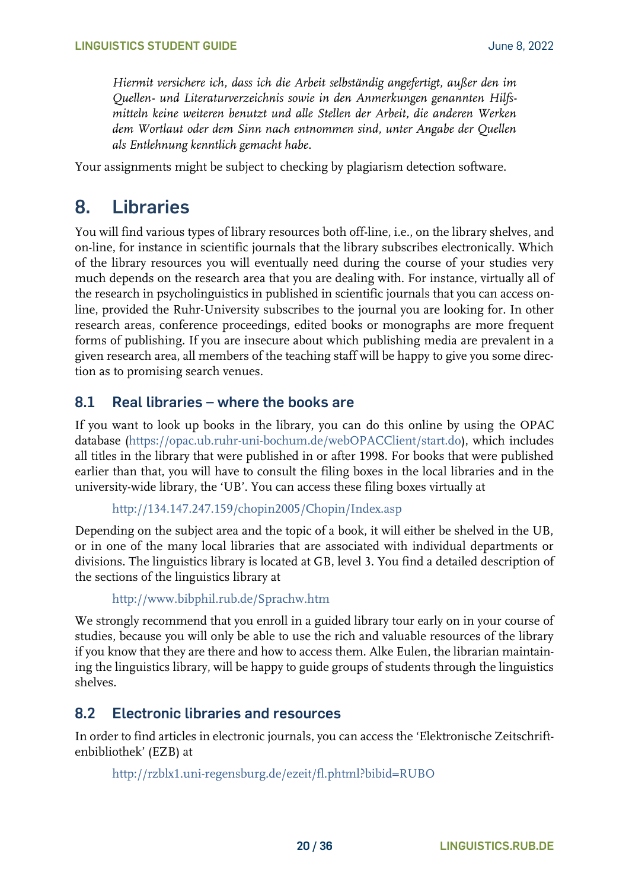*Hiermit versichere ich, dass ich die Arbeit selbständig angefertigt, außer den im Quellen- und Literaturverzeichnis sowie in den Anmerkungen genannten Hilfsmitteln keine weiteren benutzt und alle Stellen der Arbeit, die anderen Werken dem Wortlaut oder dem Sinn nach entnommen sind, unter Angabe der Quellen als Entlehnung kenntlich gemacht habe.*

Your assignments might be subject to checking by plagiarism detection software.

# 8. Libraries

You will find various types of library resources both off-line, i.e., on the library shelves, and on-line, for instance in scientific journals that the library subscribes electronically. Which of the library resources you will eventually need during the course of your studies very much depends on the research area that you are dealing with. For instance, virtually all of the research in psycholinguistics in published in scientific journals that you can access online, provided the Ruhr-University subscribes to the journal you are looking for. In other research areas, conference proceedings, edited books or monographs are more frequent forms of publishing. If you are insecure about which publishing media are prevalent in a given research area, all members of the teaching staff will be happy to give you some direction as to promising search venues.

## 8.1 Real libraries – where the books are

If you want to look up books in the library, you can do this online by using the OPAC database (https://opac.ub.ruhr-uni-bochum.de/webOPACClient/start.do), which includes all titles in the library that were published in or after 1998. For books that were published earlier than that, you will have to consult the filing boxes in the local libraries and in the university-wide library, the 'UB'. You can access these filing boxes virtually at

http://134.147.247.159/chopin2005/Chopin/Index.asp

Depending on the subject area and the topic of a book, it will either be shelved in the UB, or in one of the many local libraries that are associated with individual departments or divisions. The linguistics library is located at GB, level 3. You find a detailed description of the sections of the linguistics library at

http://www.bibphil.rub.de/Sprachw.htm

We strongly recommend that you enroll in a guided library tour early on in your course of studies, because you will only be able to use the rich and valuable resources of the library if you know that they are there and how to access them. Alke Eulen, the librarian maintaining the linguistics library, will be happy to guide groups of students through the linguistics shelves.

## 8.2 Electronic libraries and resources

In order to find articles in electronic journals, you can access the 'Elektronische Zeitschriftenbibliothek' (EZB) at

http://rzblx1.uni-regensburg.de/ezeit/fl.phtml?bibid=RUBO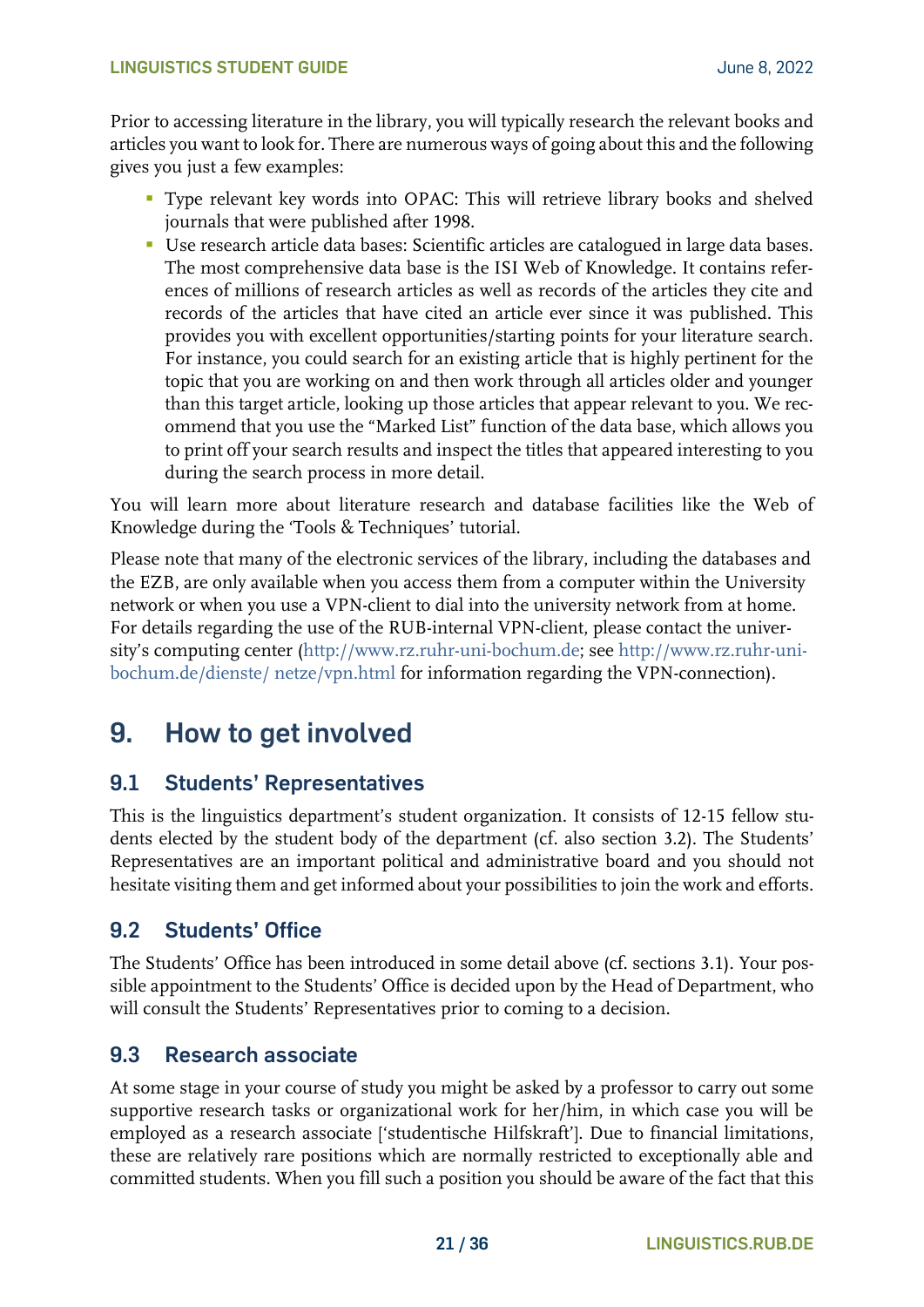Prior to accessing literature in the library, you will typically research the relevant books and articles you want to look for. There are numerous ways of going about this and the following gives you just a few examples:

- Type relevant key words into OPAC: This will retrieve library books and shelved journals that were published after 1998.
- Use research article data bases: Scientific articles are catalogued in large data bases. The most comprehensive data base is the ISI Web of Knowledge. It contains references of millions of research articles as well as records of the articles they cite and records of the articles that have cited an article ever since it was published. This provides you with excellent opportunities/starting points for your literature search. For instance, you could search for an existing article that is highly pertinent for the topic that you are working on and then work through all articles older and younger than this target article, looking up those articles that appear relevant to you. We recommend that you use the "Marked List" function of the data base, which allows you to print off your search results and inspect the titles that appeared interesting to you during the search process in more detail.

You will learn more about literature research and database facilities like the Web of Knowledge during the 'Tools & Techniques' tutorial.

Please note that many of the electronic services of the library, including the databases and the EZB, are only available when you access them from a computer within the University network or when you use a VPN-client to dial into the university network from at home. For details regarding the use of the RUB-internal VPN-client, please contact the university's computing center (http://www.rz.ruhr-uni-bochum.de; see http://www.rz.ruhr-uni-bochum.de/dienste/ netze/vpn.html for information regarding the VPN-connection).

# 9. How to get involved

## 9.1 Students' Representatives

This is the linguistics department's student organization. It consists of 12-15 fellow students elected by the student body of the department (cf. also section 3.2). The Students' Representatives are an important political and administrative board and you should not hesitate visiting them and get informed about your possibilities to join the work and efforts.

## 9.2 Students' Office

The Students' Office has been introduced in some detail above (cf. sections 3.1). Your possible appointment to the Students' Office is decided upon by the Head of Department, who will consult the Students' Representatives prior to coming to a decision.

## 9.3 Research associate

At some stage in your course of study you might be asked by a professor to carry out some supportive research tasks or organizational work for her/him, in which case you will be employed as a research associate ['studentische Hilfskraft']. Due to financial limitations, these are relatively rare positions which are normally restricted to exceptionally able and committed students. When you fill such a position you should be aware of the fact that this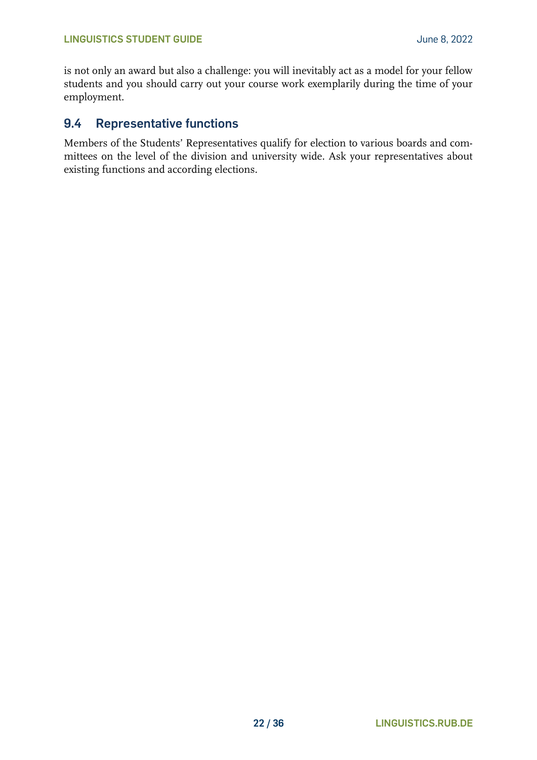is not only an award but also a challenge: you will inevitably act as a model for your fellow students and you should carry out your course work exemplarily during the time of your employment.

## 9.4 Representative functions

Members of the Students' Representatives qualify for election to various boards and committees on the level of the division and university wide. Ask your representatives about existing functions and according elections.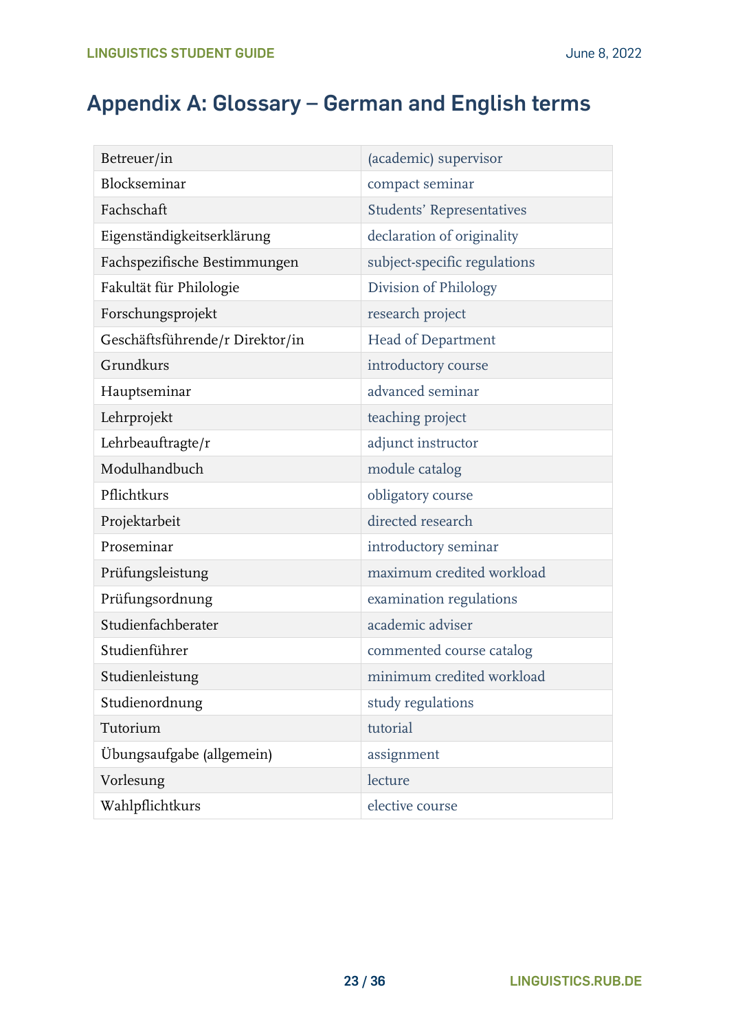# Appendix A: Glossary – German and English terms

| | |
|---|---|
| Betreuer/in | (academic) supervisor |
| Blockseminar | compact seminar |
| Fachschaft | Students' Representatives |
| Eigenständigkeitserklärung | declaration of originality |
| Fachspezifische Bestimmungen | subject-specific regulations |
| Fakultät für Philologie | Division of Philology |
| Forschungsprojekt | research project |
| Geschäftsführende/r Direktor/in | Head of Department |
| Grundkurs | introductory course |
| Hauptseminar | advanced seminar |
| Lehrprojekt | teaching project |
| Lehrbeauftragte/r | adjunct instructor |
| Modulhandbuch | module catalog |
| Pflichtkurs | obligatory course |
| Projektarbeit | directed research |
| Proseminar | introductory seminar |
| Prüfungsleistung | maximum credited workload |
| Prüfungsordnung | examination regulations |
| Studienfachberater | academic adviser |
| Studienführer | commented course catalog |
| Studienleistung | minimum credited workload |
| Studienordnung | study regulations |
| Tutorium | tutorial |
| Übungsaufgabe (allgemein) | assignment |
| Vorlesung | lecture |
| Wahlpflichtkurs | elective course |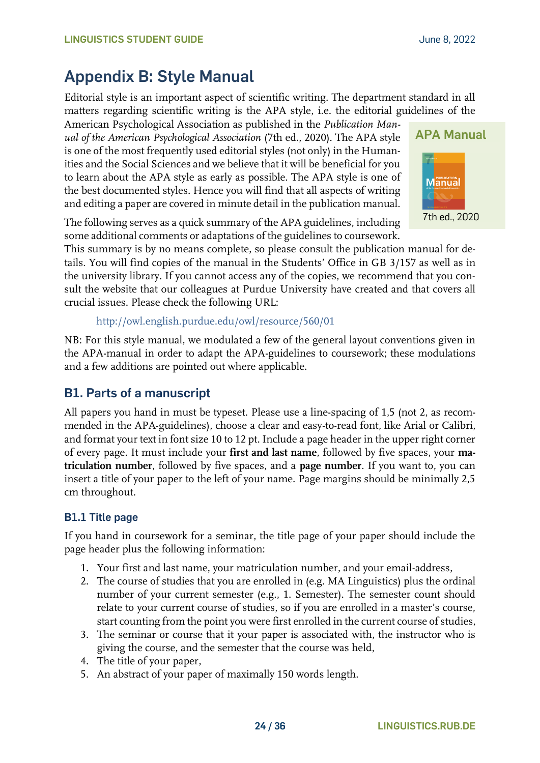# Appendix B: Style Manual

Editorial style is an important aspect of scientific writing. The department standard in all matters regarding scientific writing is the APA style, i.e. the editorial guidelines of the American Psychological Association as published in the *Publication Manual of the American Psychological Association* (7th ed., 2020). The APA style is one of the most frequently used editorial styles (not only) in the Humanities and the Social Sciences and we believe that it will be beneficial for you to learn about the APA style as early as possible. The APA style is one of the best documented styles. Hence you will find that all aspects of writing and editing a paper are covered in minute detail in the publication manual.

**APA Manual**

7th ed., 2020

The following serves as a quick summary of the APA guidelines, including some additional comments or adaptations of the guidelines to coursework. This summary is by no means complete, so please consult the publication manual for details. You will find copies of the manual in the Students' Office in GB 3/157 as well as in the university library. If you cannot access any of the copies, we recommend that you consult the website that our colleagues at Purdue University have created and that covers all crucial issues. Please check the following URL:

http://owl.english.purdue.edu/owl/resource/560/01

NB: For this style manual, we modulated a few of the general layout conventions given in the APA-manual in order to adapt the APA-guidelines to coursework; these modulations and a few additions are pointed out where applicable.

## B1. Parts of a manuscript

All papers you hand in must be typeset. Please use a line-spacing of 1,5 (not 2, as recommended in the APA-guidelines), choose a clear and easy-to-read font, like Arial or Calibri, and format your text in font size 10 to 12 pt. Include a page header in the upper right corner of every page. It must include your **first and last name**, followed by five spaces, your **matriculation number**, followed by five spaces, and a **page number**. If you want to, you can insert a title of your paper to the left of your name. Page margins should be minimally 2,5 cm throughout.

### B1.1 Title page

If you hand in coursework for a seminar, the title page of your paper should include the page header plus the following information:

1. Your first and last name, your matriculation number, and your email-address,
2. The course of studies that you are enrolled in (e.g. MA Linguistics) plus the ordinal number of your current semester (e.g., 1. Semester). The semester count should relate to your current course of studies, so if you are enrolled in a master's course, start counting from the point you were first enrolled in the current course of studies,
3. The seminar or course that it your paper is associated with, the instructor who is giving the course, and the semester that the course was held,
4. The title of your paper,
5. An abstract of your paper of maximally 150 words length.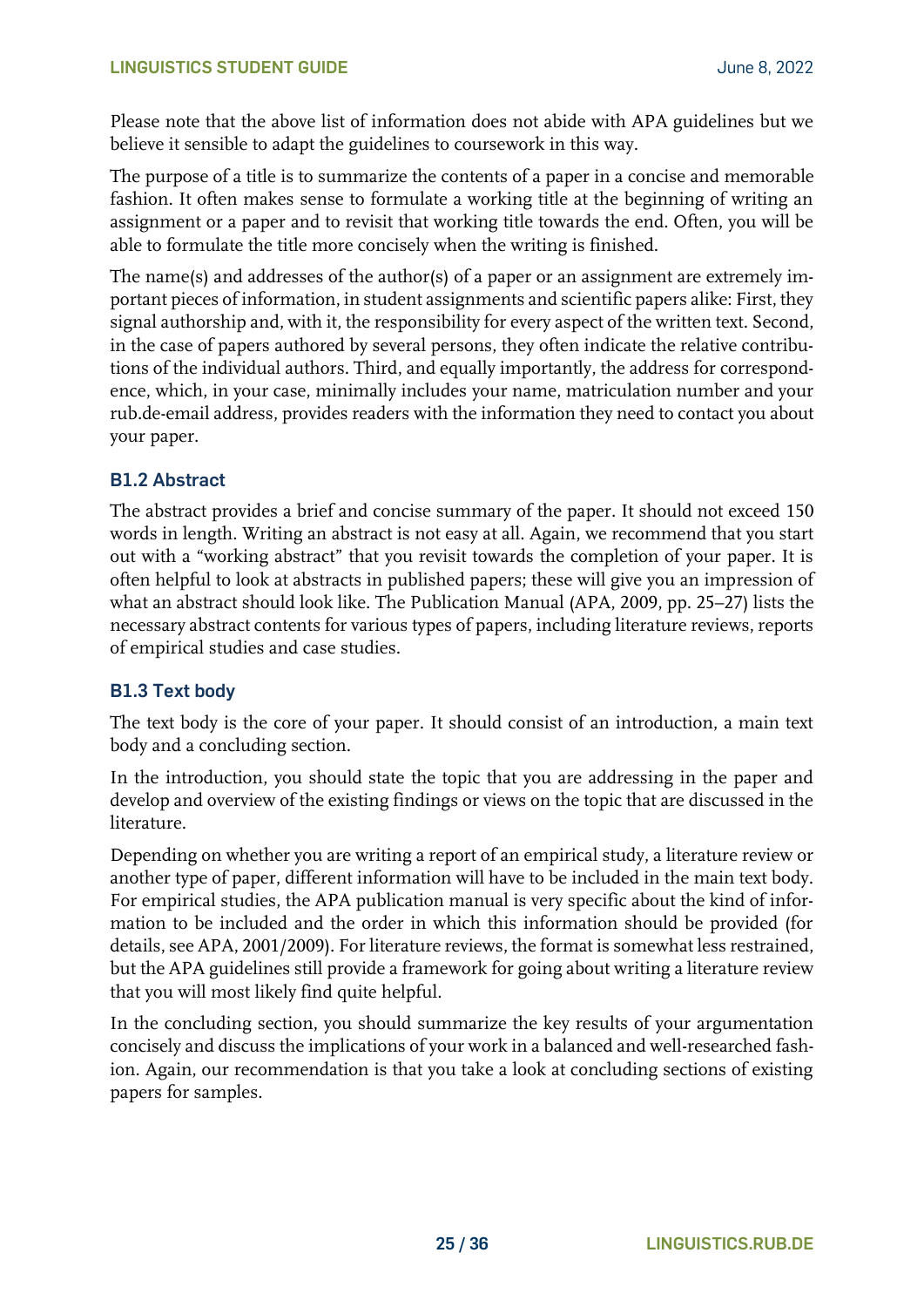Please note that the above list of information does not abide with APA guidelines but we believe it sensible to adapt the guidelines to coursework in this way.

The purpose of a title is to summarize the contents of a paper in a concise and memorable fashion. It often makes sense to formulate a working title at the beginning of writing an assignment or a paper and to revisit that working title towards the end. Often, you will be able to formulate the title more concisely when the writing is finished.

The name(s) and addresses of the author(s) of a paper or an assignment are extremely important pieces of information, in student assignments and scientific papers alike: First, they signal authorship and, with it, the responsibility for every aspect of the written text. Second, in the case of papers authored by several persons, they often indicate the relative contributions of the individual authors. Third, and equally importantly, the address for correspondence, which, in your case, minimally includes your name, matriculation number and your rub.de-email address, provides readers with the information they need to contact you about your paper.

### B1.2 Abstract

The abstract provides a brief and concise summary of the paper. It should not exceed 150 words in length. Writing an abstract is not easy at all. Again, we recommend that you start out with a "working abstract" that you revisit towards the completion of your paper. It is often helpful to look at abstracts in published papers; these will give you an impression of what an abstract should look like. The Publication Manual (APA, 2009, pp. 25–27) lists the necessary abstract contents for various types of papers, including literature reviews, reports of empirical studies and case studies.

### B1.3 Text body

The text body is the core of your paper. It should consist of an introduction, a main text body and a concluding section.

In the introduction, you should state the topic that you are addressing in the paper and develop and overview of the existing findings or views on the topic that are discussed in the literature.

Depending on whether you are writing a report of an empirical study, a literature review or another type of paper, different information will have to be included in the main text body. For empirical studies, the APA publication manual is very specific about the kind of information to be included and the order in which this information should be provided (for details, see APA, 2001/2009). For literature reviews, the format is somewhat less restrained, but the APA guidelines still provide a framework for going about writing a literature review that you will most likely find quite helpful.

In the concluding section, you should summarize the key results of your argumentation concisely and discuss the implications of your work in a balanced and well-researched fashion. Again, our recommendation is that you take a look at concluding sections of existing papers for samples.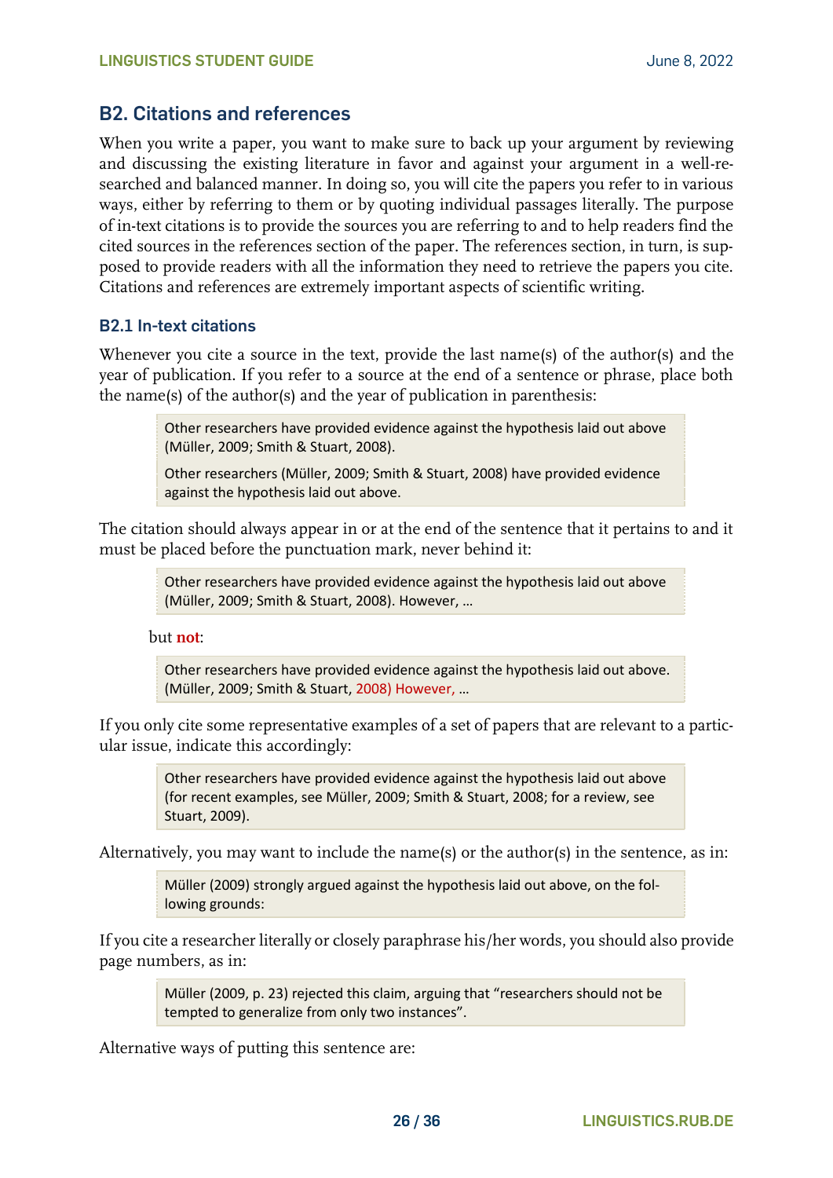## B2. Citations and references

When you write a paper, you want to make sure to back up your argument by reviewing and discussing the existing literature in favor and against your argument in a well-researched and balanced manner. In doing so, you will cite the papers you refer to in various ways, either by referring to them or by quoting individual passages literally. The purpose of in-text citations is to provide the sources you are referring to and to help readers find the cited sources in the references section of the paper. The references section, in turn, is supposed to provide readers with all the information they need to retrieve the papers you cite. Citations and references are extremely important aspects of scientific writing.

### B2.1 In-text citations

Whenever you cite a source in the text, provide the last name(s) of the author(s) and the year of publication. If you refer to a source at the end of a sentence or phrase, place both the name(s) of the author(s) and the year of publication in parenthesis:

> Other researchers have provided evidence against the hypothesis laid out above (Müller, 2009; Smith & Stuart, 2008).
>
> Other researchers (Müller, 2009; Smith & Stuart, 2008) have provided evidence against the hypothesis laid out above.

The citation should always appear in or at the end of the sentence that it pertains to and it must be placed before the punctuation mark, never behind it:

> Other researchers have provided evidence against the hypothesis laid out above (Müller, 2009; Smith & Stuart, 2008). However, …

but **not**:

> Other researchers have provided evidence against the hypothesis laid out above. (Müller, 2009; Smith & Stuart, 2008) However, …

If you only cite some representative examples of a set of papers that are relevant to a particular issue, indicate this accordingly:

> Other researchers have provided evidence against the hypothesis laid out above (for recent examples, see Müller, 2009; Smith & Stuart, 2008; for a review, see Stuart, 2009).

Alternatively, you may want to include the name(s) or the author(s) in the sentence, as in:

> Müller (2009) strongly argued against the hypothesis laid out above, on the following grounds:

If you cite a researcher literally or closely paraphrase his/her words, you should also provide page numbers, as in:

> Müller (2009, p. 23) rejected this claim, arguing that "researchers should not be tempted to generalize from only two instances".

Alternative ways of putting this sentence are: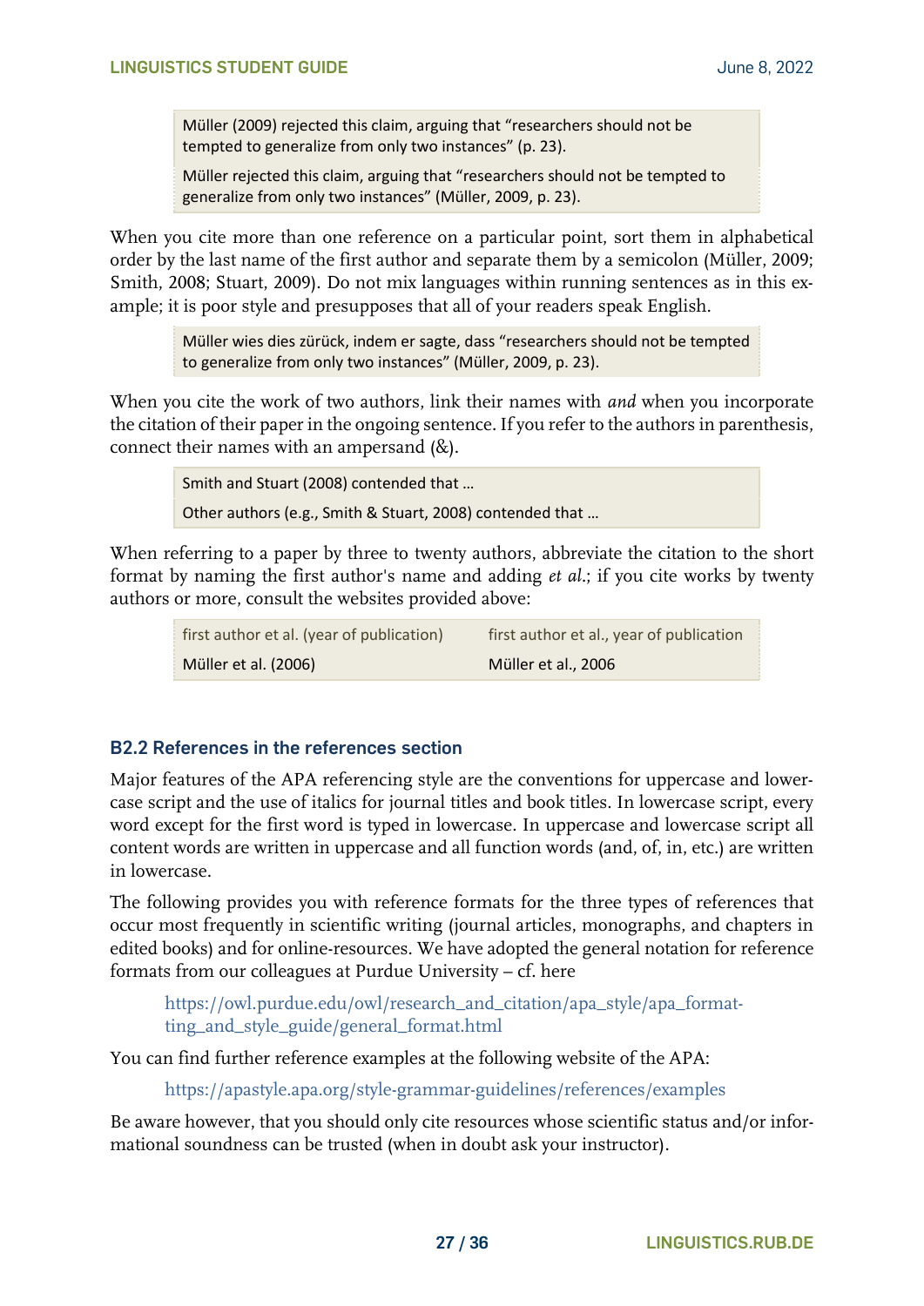> Müller (2009) rejected this claim, arguing that "researchers should not be tempted to generalize from only two instances" (p. 23).
>
> Müller rejected this claim, arguing that "researchers should not be tempted to generalize from only two instances" (Müller, 2009, p. 23).

When you cite more than one reference on a particular point, sort them in alphabetical order by the last name of the first author and separate them by a semicolon (Müller, 2009; Smith, 2008; Stuart, 2009). Do not mix languages within running sentences as in this example; it is poor style and presupposes that all of your readers speak English.

> Müller wies dies zürück, indem er sagte, dass "researchers should not be tempted to generalize from only two instances" (Müller, 2009, p. 23).

When you cite the work of two authors, link their names with *and* when you incorporate the citation of their paper in the ongoing sentence. If you refer to the authors in parenthesis, connect their names with an ampersand (&).

> Smith and Stuart (2008) contended that …
>
> Other authors (e.g., Smith & Stuart, 2008) contended that …

When referring to a paper by three to twenty authors, abbreviate the citation to the short format by naming the first author's name and adding *et al.*; if you cite works by twenty authors or more, consult the websites provided above:

| first author et al. (year of publication) | first author et al., year of publication |
|---|---|
| Müller et al. (2006) | Müller et al., 2006 |

### B2.2 References in the references section

Major features of the APA referencing style are the conventions for uppercase and lowercase script and the use of italics for journal titles and book titles. In lowercase script, every word except for the first word is typed in lowercase. In uppercase and lowercase script all content words are written in uppercase and all function words (and, of, in, etc.) are written in lowercase.

The following provides you with reference formats for the three types of references that occur most frequently in scientific writing (journal articles, monographs, and chapters in edited books) and for online-resources. We have adopted the general notation for reference formats from our colleagues at Purdue University – cf. here

https://owl.purdue.edu/owl/research_and_citation/apa_style/apa_formatting_and_style_guide/general_format.html

You can find further reference examples at the following website of the APA:

https://apastyle.apa.org/style-grammar-guidelines/references/examples

Be aware however, that you should only cite resources whose scientific status and/or informational soundness can be trusted (when in doubt ask your instructor).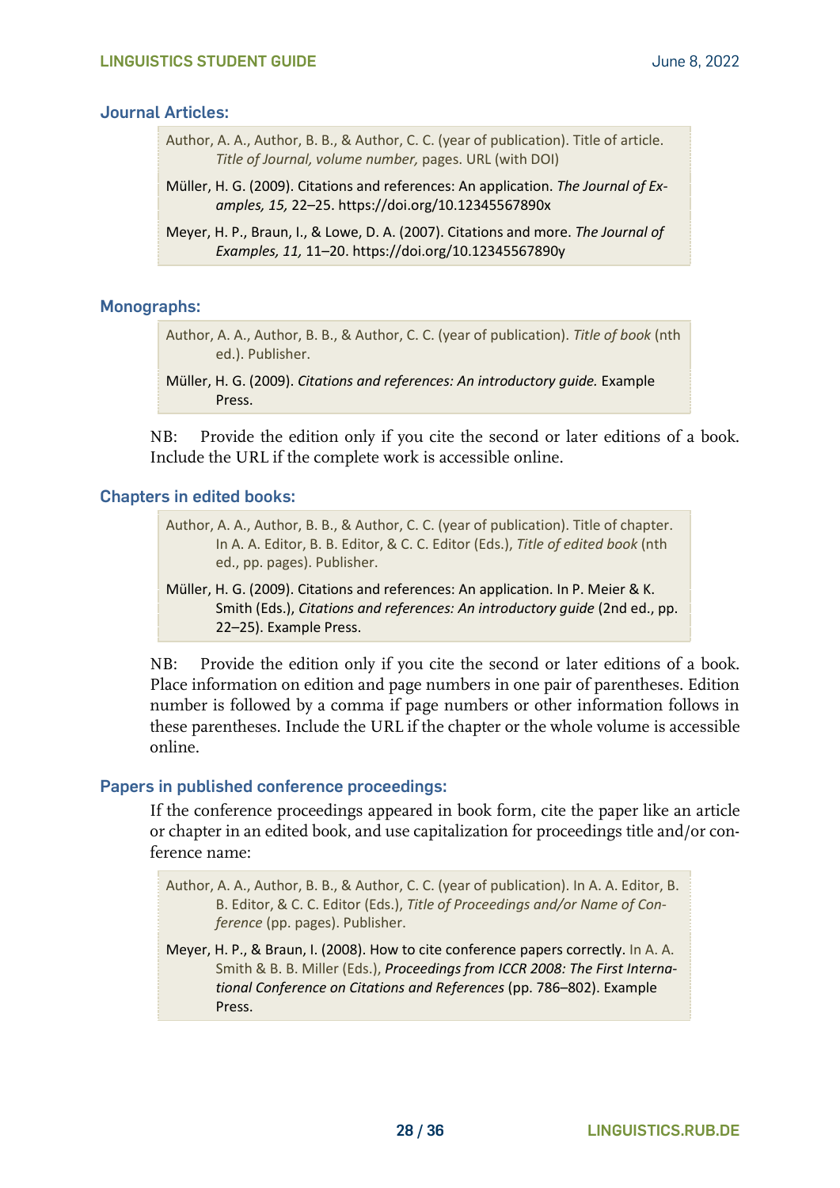### Journal Articles:

> Author, A. A., Author, B. B., & Author, C. C. (year of publication). Title of article. *Title of Journal, volume number,* pages. URL (with DOI)
>
> Müller, H. G. (2009). Citations and references: An application. *The Journal of Examples, 15,* 22–25. https://doi.org/10.12345567890x
>
> Meyer, H. P., Braun, I., & Lowe, D. A. (2007). Citations and more. *The Journal of Examples, 11,* 11–20. https://doi.org/10.12345567890y

### Monographs:

> Author, A. A., Author, B. B., & Author, C. C. (year of publication). *Title of book* (nth ed.). Publisher.
>
> Müller, H. G. (2009). *Citations and references: An introductory guide.* Example Press.

NB: Provide the edition only if you cite the second or later editions of a book. Include the URL if the complete work is accessible online.

### Chapters in edited books:

> Author, A. A., Author, B. B., & Author, C. C. (year of publication). Title of chapter. In A. A. Editor, B. B. Editor, & C. C. Editor (Eds.), *Title of edited book* (nth ed., pp. pages). Publisher.
>
> Müller, H. G. (2009). Citations and references: An application. In P. Meier & K. Smith (Eds.), *Citations and references: An introductory guide* (2nd ed., pp. 22–25). Example Press.

NB: Provide the edition only if you cite the second or later editions of a book. Place information on edition and page numbers in one pair of parentheses. Edition number is followed by a comma if page numbers or other information follows in these parentheses. Include the URL if the chapter or the whole volume is accessible online.

### Papers in published conference proceedings:

If the conference proceedings appeared in book form, cite the paper like an article or chapter in an edited book, and use capitalization for proceedings title and/or conference name:

> Author, A. A., Author, B. B., & Author, C. C. (year of publication). In A. A. Editor, B. B. Editor, & C. C. Editor (Eds.), *Title of Proceedings and/or Name of Conference* (pp. pages). Publisher.
>
> Meyer, H. P., & Braun, I. (2008). How to cite conference papers correctly. In A. A. Smith & B. B. Miller (Eds.), *Proceedings from ICCR 2008: The First International Conference on Citations and References* (pp. 786–802). Example Press.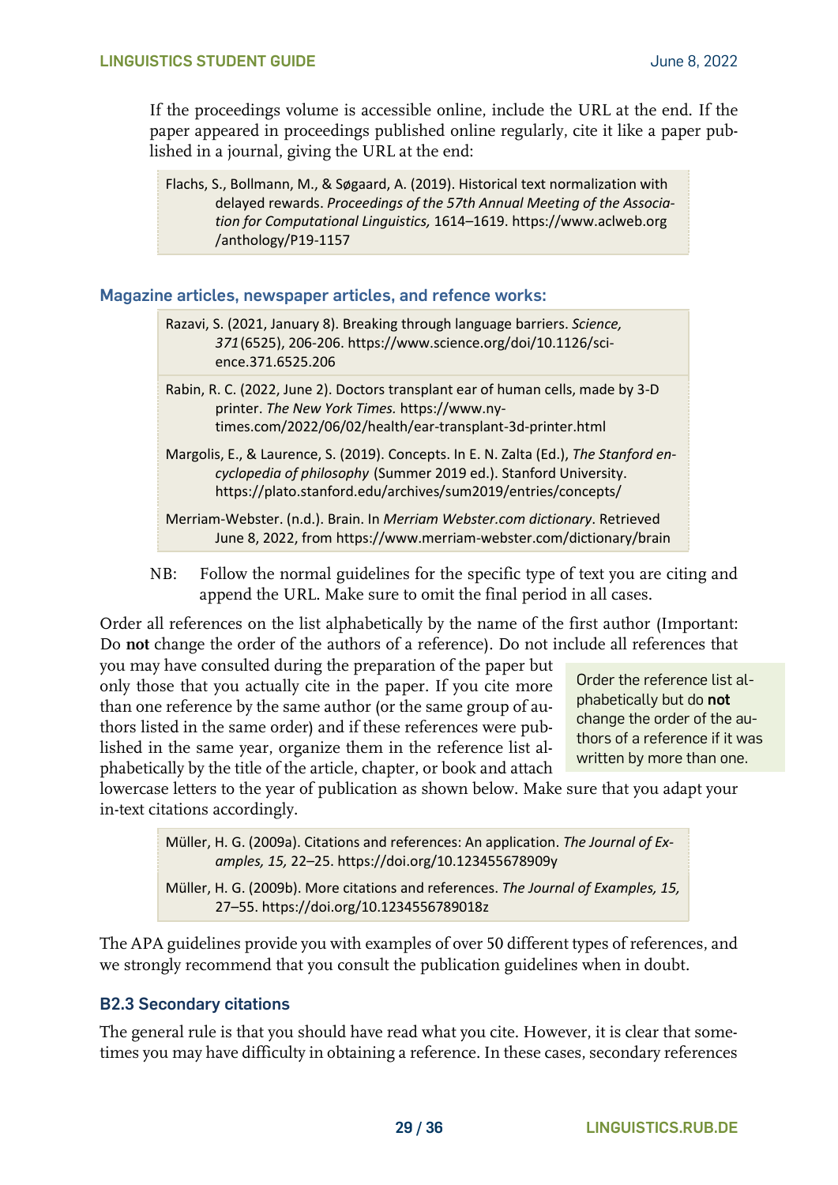If the proceedings volume is accessible online, include the URL at the end. If the paper appeared in proceedings published online regularly, cite it like a paper published in a journal, giving the URL at the end:

> Flachs, S., Bollmann, M., & Søgaard, A. (2019). Historical text normalization with delayed rewards. *Proceedings of the 57th Annual Meeting of the Association for Computational Linguistics,* 1614–1619. https://www.aclweb.org/anthology/P19-1157

### Magazine articles, newspaper articles, and refence works:

> Razavi, S. (2021, January 8). Breaking through language barriers. *Science, 371*(6525), 206-206. https://www.science.org/doi/10.1126/science.371.6525.206

> Rabin, R. C. (2022, June 2). Doctors transplant ear of human cells, made by 3-D printer. *The New York Times.* https://www.nytimes.com/2022/06/02/health/ear-transplant-3d-printer.html

> Margolis, E., & Laurence, S. (2019). Concepts. In E. N. Zalta (Ed.), *The Stanford encyclopedia of philosophy* (Summer 2019 ed.). Stanford University. https://plato.stanford.edu/archives/sum2019/entries/concepts/

> Merriam-Webster. (n.d.). Brain. In *Merriam Webster.com dictionary*. Retrieved June 8, 2022, from https://www.merriam-webster.com/dictionary/brain

NB: Follow the normal guidelines for the specific type of text you are citing and append the URL. Make sure to omit the final period in all cases.

Order all references on the list alphabetically by the name of the first author (Important: Do **not** change the order of the authors of a reference). Do not include all references that you may have consulted during the preparation of the paper but only those that you actually cite in the paper. If you cite more than one reference by the same author (or the same group of authors listed in the same order) and if these references were published in the same year, organize them in the reference list alphabetically by the title of the article, chapter, or book and attach lowercase letters to the year of publication as shown below. Make sure that you adapt your in-text citations accordingly.

> Order the reference list alphabetically but do **not** change the order of the authors of a reference if it was written by more than one.

> Müller, H. G. (2009a). Citations and references: An application. *The Journal of Examples, 15,* 22–25. https://doi.org/10.123455678909y

> Müller, H. G. (2009b). More citations and references. *The Journal of Examples, 15,* 27–55. https://doi.org/10.1234556789018z

The APA guidelines provide you with examples of over 50 different types of references, and we strongly recommend that you consult the publication guidelines when in doubt.

### B2.3 Secondary citations

The general rule is that you should have read what you cite. However, it is clear that sometimes you may have difficulty in obtaining a reference. In these cases, secondary references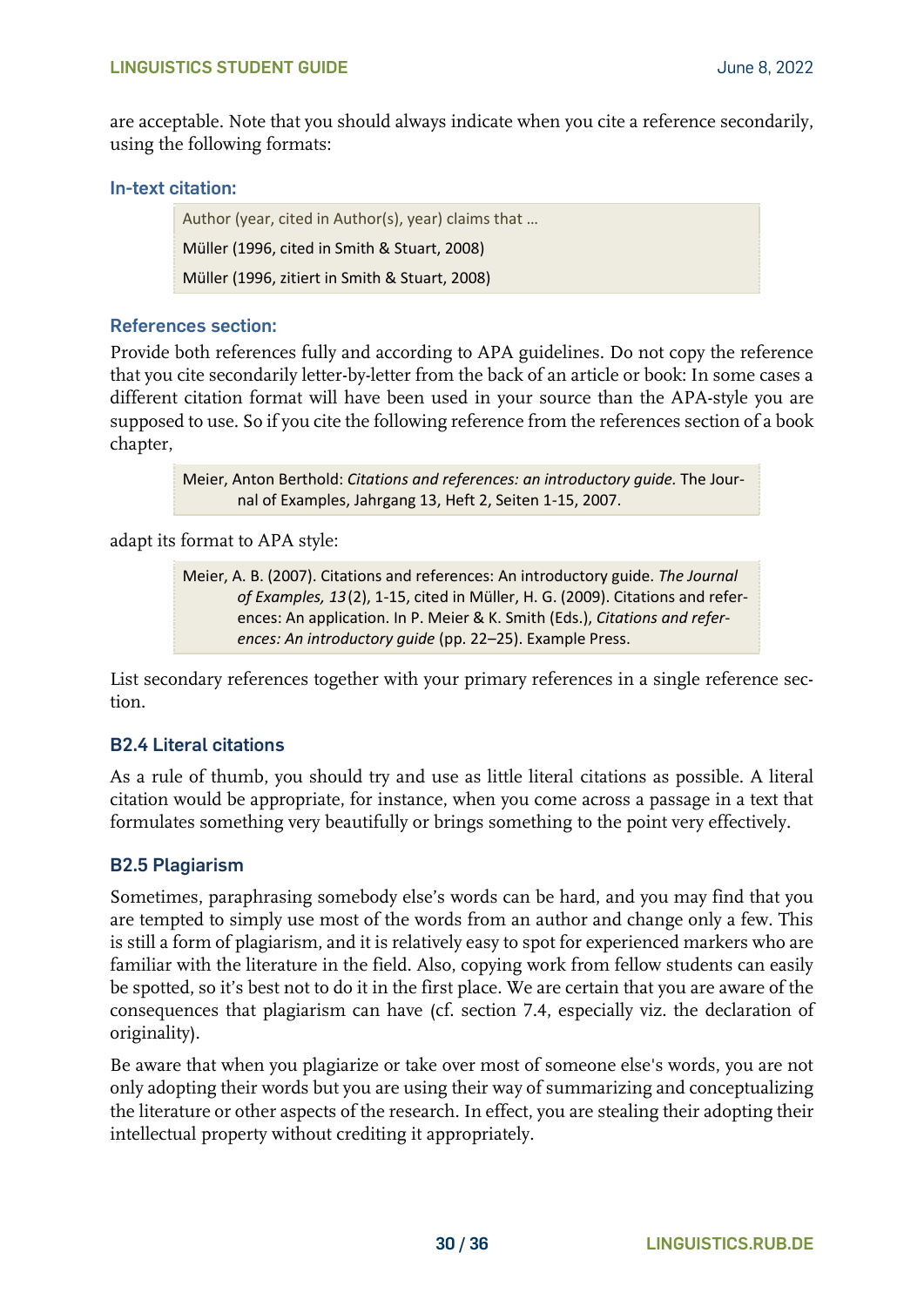are acceptable. Note that you should always indicate when you cite a reference secondarily, using the following formats:

### In-text citation:

> Author (year, cited in Author(s), year) claims that …
>
> Müller (1996, cited in Smith & Stuart, 2008)
>
> Müller (1996, zitiert in Smith & Stuart, 2008)

### References section:

Provide both references fully and according to APA guidelines. Do not copy the reference that you cite secondarily letter-by-letter from the back of an article or book: In some cases a different citation format will have been used in your source than the APA-style you are supposed to use. So if you cite the following reference from the references section of a book chapter,

> Meier, Anton Berthold: *Citations and references: an introductory guide.* The Journal of Examples, Jahrgang 13, Heft 2, Seiten 1-15, 2007.

adapt its format to APA style:

> Meier, A. B. (2007). Citations and references: An introductory guide. *The Journal of Examples, 13*(2), 1-15, cited in Müller, H. G. (2009). Citations and references: An application. In P. Meier & K. Smith (Eds.), *Citations and references: An introductory guide* (pp. 22–25). Example Press.

List secondary references together with your primary references in a single reference section.

## B2.4 Literal citations

As a rule of thumb, you should try and use as little literal citations as possible. A literal citation would be appropriate, for instance, when you come across a passage in a text that formulates something very beautifully or brings something to the point very effectively.

## B2.5 Plagiarism

Sometimes, paraphrasing somebody else's words can be hard, and you may find that you are tempted to simply use most of the words from an author and change only a few. This is still a form of plagiarism, and it is relatively easy to spot for experienced markers who are familiar with the literature in the field. Also, copying work from fellow students can easily be spotted, so it's best not to do it in the first place. We are certain that you are aware of the consequences that plagiarism can have (cf. section 7.4, especially viz. the declaration of originality).

Be aware that when you plagiarize or take over most of someone else's words, you are not only adopting their words but you are using their way of summarizing and conceptualizing the literature or other aspects of the research. In effect, you are stealing their adopting their intellectual property without crediting it appropriately.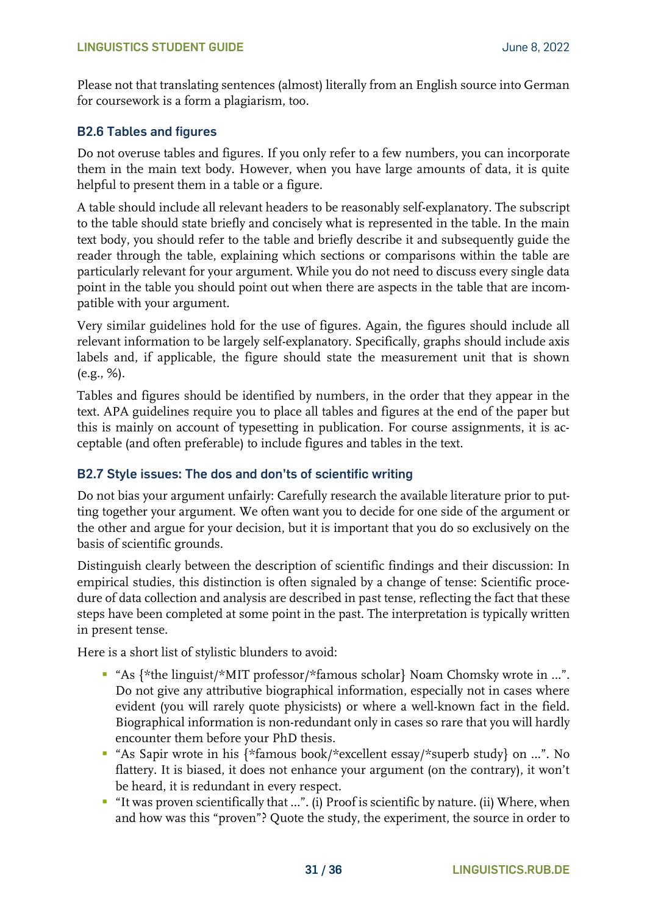Please not that translating sentences (almost) literally from an English source into German for coursework is a form a plagiarism, too.

### B2.6 Tables and figures

Do not overuse tables and figures. If you only refer to a few numbers, you can incorporate them in the main text body. However, when you have large amounts of data, it is quite helpful to present them in a table or a figure.

A table should include all relevant headers to be reasonably self-explanatory. The subscript to the table should state briefly and concisely what is represented in the table. In the main text body, you should refer to the table and briefly describe it and subsequently guide the reader through the table, explaining which sections or comparisons within the table are particularly relevant for your argument. While you do not need to discuss every single data point in the table you should point out when there are aspects in the table that are incompatible with your argument.

Very similar guidelines hold for the use of figures. Again, the figures should include all relevant information to be largely self-explanatory. Specifically, graphs should include axis labels and, if applicable, the figure should state the measurement unit that is shown (e.g., %).

Tables and figures should be identified by numbers, in the order that they appear in the text. APA guidelines require you to place all tables and figures at the end of the paper but this is mainly on account of typesetting in publication. For course assignments, it is acceptable (and often preferable) to include figures and tables in the text.

### B2.7 Style issues: The dos and don'ts of scientific writing

Do not bias your argument unfairly: Carefully research the available literature prior to putting together your argument. We often want you to decide for one side of the argument or the other and argue for your decision, but it is important that you do so exclusively on the basis of scientific grounds.

Distinguish clearly between the description of scientific findings and their discussion: In empirical studies, this distinction is often signaled by a change of tense: Scientific procedure of data collection and analysis are described in past tense, reflecting the fact that these steps have been completed at some point in the past. The interpretation is typically written in present tense.

Here is a short list of stylistic blunders to avoid:

- "As {*the linguist/*MIT professor/*famous scholar} Noam Chomsky wrote in ...". Do not give any attributive biographical information, especially not in cases where evident (you will rarely quote physicists) or where a well-known fact in the field. Biographical information is non-redundant only in cases so rare that you will hardly encounter them before your PhD thesis.
- "As Sapir wrote in his {*famous book/*excellent essay/*superb study} on ...". No flattery. It is biased, it does not enhance your argument (on the contrary), it won't be heard, it is redundant in every respect.
- "It was proven scientifically that ...". (i) Proof is scientific by nature. (ii) Where, when and how was this "proven"? Quote the study, the experiment, the source in order to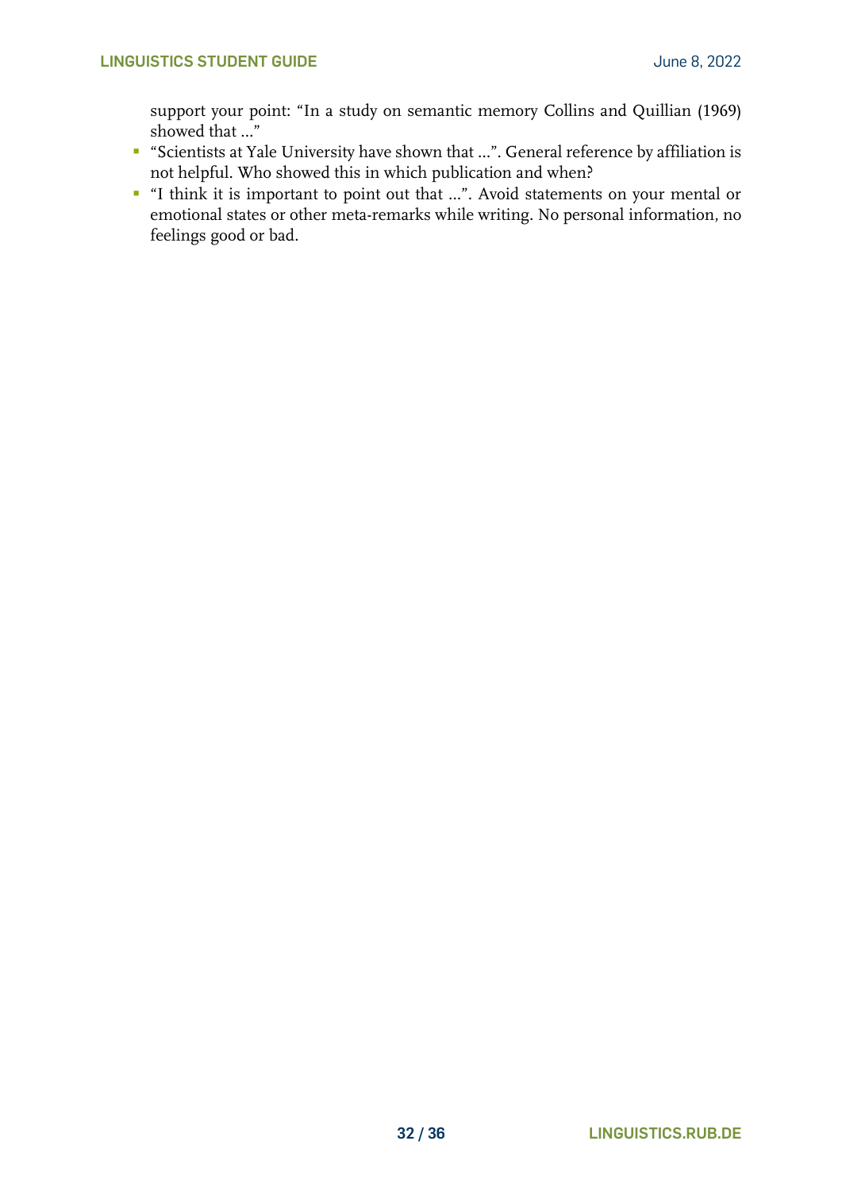support your point: "In a study on semantic memory Collins and Quillian (1969) showed that ..."

- "Scientists at Yale University have shown that ...". General reference by affiliation is not helpful. Who showed this in which publication and when?
- "I think it is important to point out that ...". Avoid statements on your mental or emotional states or other meta-remarks while writing. No personal information, no feelings good or bad.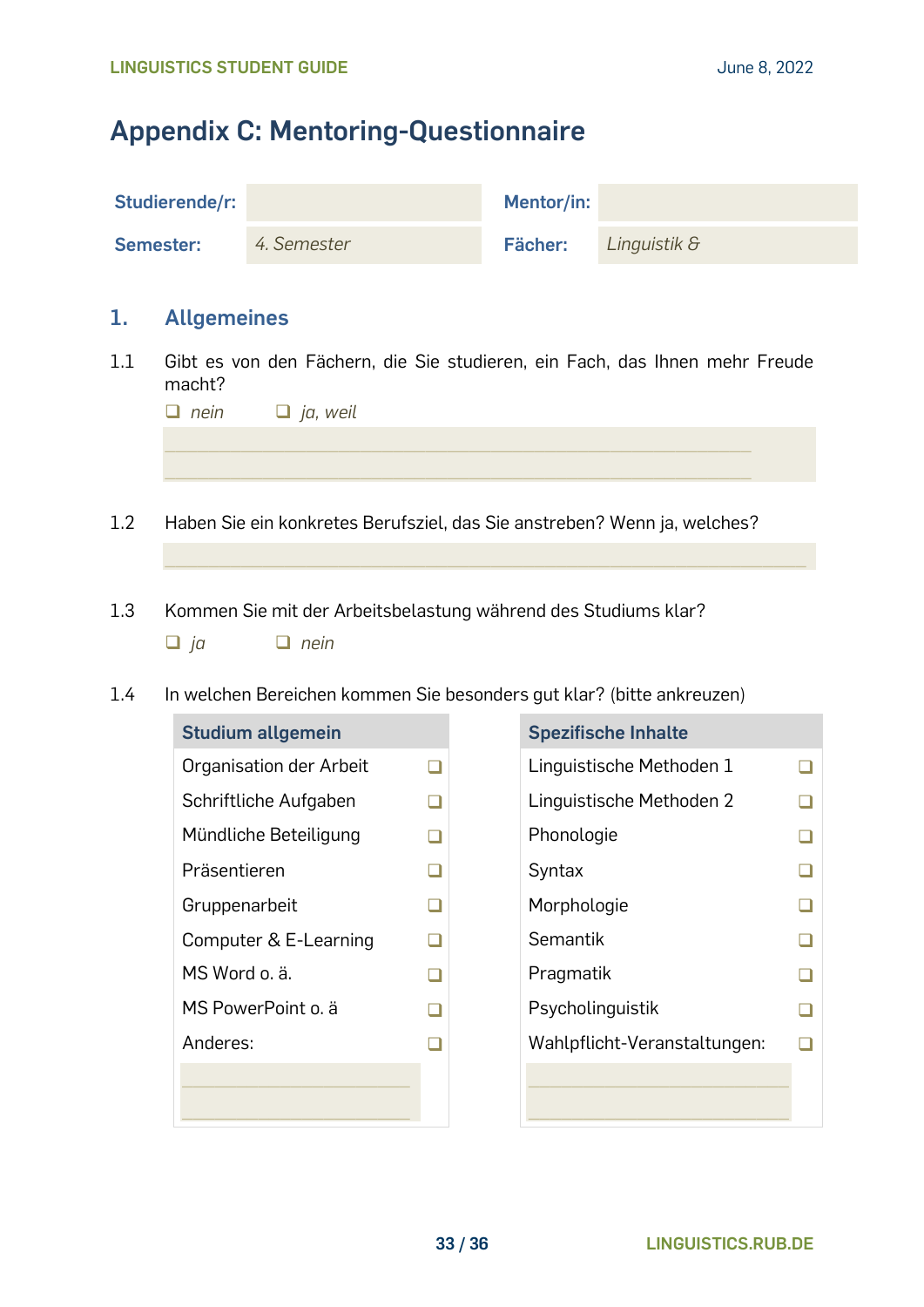# Appendix C: Mentoring-Questionnaire

| **Studierende/r:** | | **Mentor/in:** | |
|---|---|---|---|
| **Semester:** | *4. Semester* | **Fächer:** | *Linguistik &* |

## 1. Allgemeines

1.1 Gibt es von den Fächern, die Sie studieren, ein Fach, das Ihnen mehr Freude macht?

❑ *nein* ❑ *ja, weil*

_______________________________________________

_______________________________________________

1.2 Haben Sie ein konkretes Berufsziel, das Sie anstreben? Wenn ja, welches?

_______________________________________________

1.3 Kommen Sie mit der Arbeitsbelastung während des Studiums klar?

❑ *ja* ❑ *nein*

1.4 In welchen Bereichen kommen Sie besonders gut klar? (bitte ankreuzen)

| **Studium allgemein** | | **Spezifische Inhalte** | |
|---|---|---|---|
| Organisation der Arbeit | ❑ | Linguistische Methoden 1 | ❑ |
| Schriftliche Aufgaben | ❑ | Linguistische Methoden 2 | ❑ |
| Mündliche Beteiligung | ❑ | Phonologie | ❑ |
| Präsentieren | ❑ | Syntax | ❑ |
| Gruppenarbeit | ❑ | Morphologie | ❑ |
| Computer & E-Learning | ❑ | Semantik | ❑ |
| MS Word o. ä. | ❑ | Pragmatik | ❑ |
| MS PowerPoint o. ä | ❑ | Psycholinguistik | ❑ |
| Anderes: | ❑ | Wahlpflicht-Veranstaltungen: | ❑ |
| ______________________ | | ______________________ | |
| ______________________ | | ______________________ | |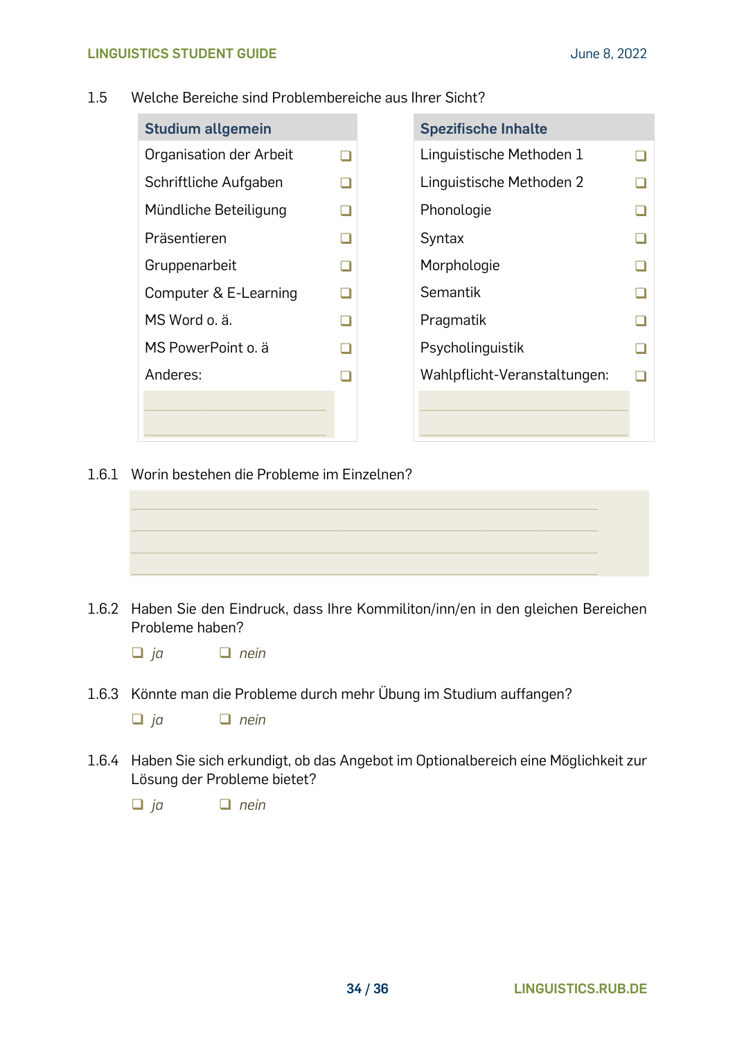1.5 Welche Bereiche sind Problembereiche aus Ihrer Sicht?

| Studium allgemein | |
|---|---|
| Organisation der Arbeit | ❑ |
| Schriftliche Aufgaben | ❑ |
| Mündliche Beteiligung | ❑ |
| Präsentieren | ❑ |
| Gruppenarbeit | ❑ |
| Computer & E-Learning | ❑ |
| MS Word o. ä. | ❑ |
| MS PowerPoint o. ä | ❑ |
| Anderes: | ❑ |
| ______________________ | |
| ______________________ | |

| Spezifische Inhalte | |
|---|---|
| Linguistische Methoden 1 | ❑ |
| Linguistische Methoden 2 | ❑ |
| Phonologie | ❑ |
| Syntax | ❑ |
| Morphologie | ❑ |
| Semantik | ❑ |
| Pragmatik | ❑ |
| Psycholinguistik | ❑ |
| Wahlpflicht-Veranstaltungen: | ❑ |
| ______________________ | |
| ______________________ | |

1.6.1 Worin bestehen die Probleme im Einzelnen?

________________________________________________________________

________________________________________________________________

________________________________________________________________

________________________________________________________________

1.6.2 Haben Sie den Eindruck, dass Ihre Kommiliton/inn/en in den gleichen Bereichen Probleme haben?

❑ *ja* ❑ *nein*

1.6.3 Könnte man die Probleme durch mehr Übung im Studium auffangen?

❑ *ja* ❑ *nein*

1.6.4 Haben Sie sich erkundigt, ob das Angebot im Optionalbereich eine Möglichkeit zur Lösung der Probleme bietet?

❑ *ja* ❑ *nein*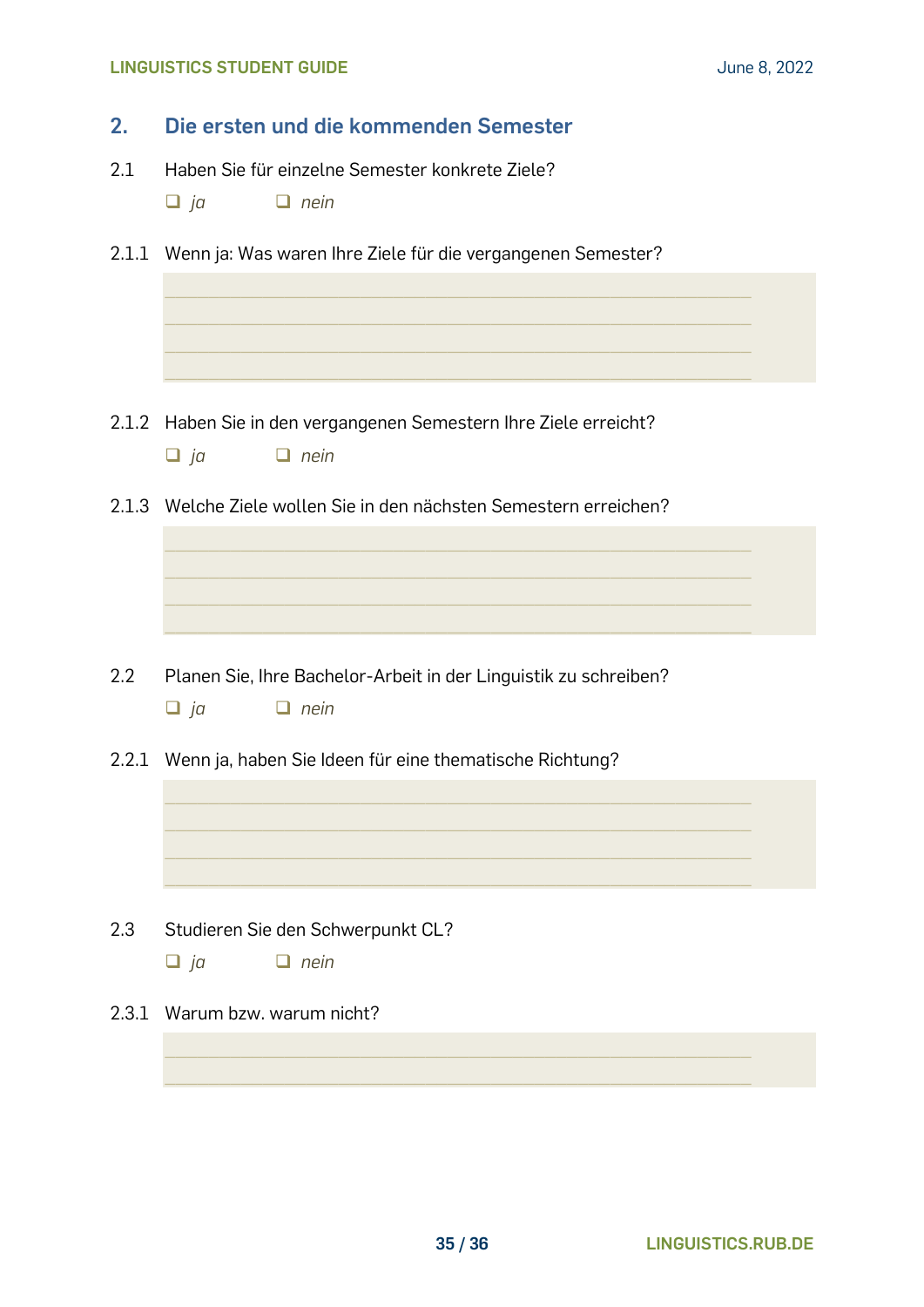## 2. Die ersten und die kommenden Semester

2.1 Haben Sie für einzelne Semester konkrete Ziele?

❑ *ja* ❑ *nein*

2.1.1 Wenn ja: Was waren Ihre Ziele für die vergangenen Semester?

\_\_\_\_\_\_\_\_\_\_\_\_\_\_\_\_\_\_\_\_\_\_\_\_\_\_\_\_\_\_\_\_\_\_\_\_\_\_\_\_\_\_\_\_\_\_\_\_\_\_\_\_\_\_\_\_\_\_\_\_
\_\_\_\_\_\_\_\_\_\_\_\_\_\_\_\_\_\_\_\_\_\_\_\_\_\_\_\_\_\_\_\_\_\_\_\_\_\_\_\_\_\_\_\_\_\_\_\_\_\_\_\_\_\_\_\_\_\_\_\_
\_\_\_\_\_\_\_\_\_\_\_\_\_\_\_\_\_\_\_\_\_\_\_\_\_\_\_\_\_\_\_\_\_\_\_\_\_\_\_\_\_\_\_\_\_\_\_\_\_\_\_\_\_\_\_\_\_\_\_\_
\_\_\_\_\_\_\_\_\_\_\_\_\_\_\_\_\_\_\_\_\_\_\_\_\_\_\_\_\_\_\_\_\_\_\_\_\_\_\_\_\_\_\_\_\_\_\_\_\_\_\_\_\_\_\_\_\_\_\_\_

2.1.2 Haben Sie in den vergangenen Semestern Ihre Ziele erreicht?

❑ *ja* ❑ *nein*

2.1.3 Welche Ziele wollen Sie in den nächsten Semestern erreichen?

\_\_\_\_\_\_\_\_\_\_\_\_\_\_\_\_\_\_\_\_\_\_\_\_\_\_\_\_\_\_\_\_\_\_\_\_\_\_\_\_\_\_\_\_\_\_\_\_\_\_\_\_\_\_\_\_\_\_\_\_
\_\_\_\_\_\_\_\_\_\_\_\_\_\_\_\_\_\_\_\_\_\_\_\_\_\_\_\_\_\_\_\_\_\_\_\_\_\_\_\_\_\_\_\_\_\_\_\_\_\_\_\_\_\_\_\_\_\_\_\_
\_\_\_\_\_\_\_\_\_\_\_\_\_\_\_\_\_\_\_\_\_\_\_\_\_\_\_\_\_\_\_\_\_\_\_\_\_\_\_\_\_\_\_\_\_\_\_\_\_\_\_\_\_\_\_\_\_\_\_\_
\_\_\_\_\_\_\_\_\_\_\_\_\_\_\_\_\_\_\_\_\_\_\_\_\_\_\_\_\_\_\_\_\_\_\_\_\_\_\_\_\_\_\_\_\_\_\_\_\_\_\_\_\_\_\_\_\_\_\_\_

2.2 Planen Sie, Ihre Bachelor-Arbeit in der Linguistik zu schreiben?

❑ *ja* ❑ *nein*

2.2.1 Wenn ja, haben Sie Ideen für eine thematische Richtung?

\_\_\_\_\_\_\_\_\_\_\_\_\_\_\_\_\_\_\_\_\_\_\_\_\_\_\_\_\_\_\_\_\_\_\_\_\_\_\_\_\_\_\_\_\_\_\_\_\_\_\_\_\_\_\_\_\_\_\_\_
\_\_\_\_\_\_\_\_\_\_\_\_\_\_\_\_\_\_\_\_\_\_\_\_\_\_\_\_\_\_\_\_\_\_\_\_\_\_\_\_\_\_\_\_\_\_\_\_\_\_\_\_\_\_\_\_\_\_\_\_
\_\_\_\_\_\_\_\_\_\_\_\_\_\_\_\_\_\_\_\_\_\_\_\_\_\_\_\_\_\_\_\_\_\_\_\_\_\_\_\_\_\_\_\_\_\_\_\_\_\_\_\_\_\_\_\_\_\_\_\_
\_\_\_\_\_\_\_\_\_\_\_\_\_\_\_\_\_\_\_\_\_\_\_\_\_\_\_\_\_\_\_\_\_\_\_\_\_\_\_\_\_\_\_\_\_\_\_\_\_\_\_\_\_\_\_\_\_\_\_\_

2.3 Studieren Sie den Schwerpunkt CL?

❑ *ja* ❑ *nein*

2.3.1 Warum bzw. warum nicht?

\_\_\_\_\_\_\_\_\_\_\_\_\_\_\_\_\_\_\_\_\_\_\_\_\_\_\_\_\_\_\_\_\_\_\_\_\_\_\_\_\_\_\_\_\_\_\_\_\_\_\_\_\_\_\_\_\_\_\_\_
\_\_\_\_\_\_\_\_\_\_\_\_\_\_\_\_\_\_\_\_\_\_\_\_\_\_\_\_\_\_\_\_\_\_\_\_\_\_\_\_\_\_\_\_\_\_\_\_\_\_\_\_\_\_\_\_\_\_\_\_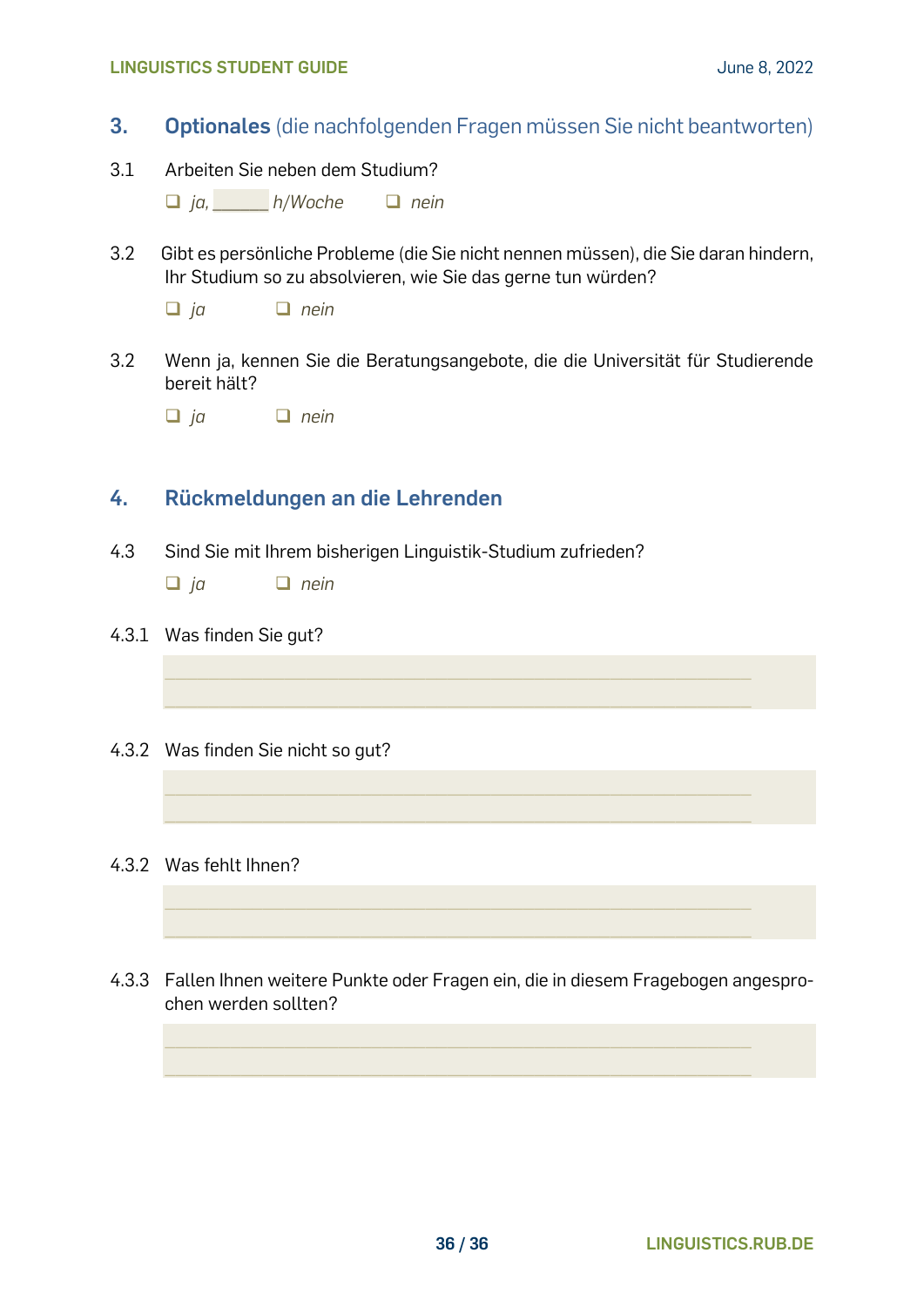## 3. Optionales (die nachfolgenden Fragen müssen Sie nicht beantworten)

3.1 Arbeiten Sie neben dem Studium?

❑ *ja,* ______ *h/Woche* ❑ *nein*

3.2 Gibt es persönliche Probleme (die Sie nicht nennen müssen), die Sie daran hindern, Ihr Studium so zu absolvieren, wie Sie das gerne tun würden?

❑ *ja* ❑ *nein*

3.2 Wenn ja, kennen Sie die Beratungsangebote, die die Universität für Studierende bereit hält?

❑ *ja* ❑ *nein*

## 4. Rückmeldungen an die Lehrenden

4.3 Sind Sie mit Ihrem bisherigen Linguistik-Studium zufrieden?

❑ *ja* ❑ *nein*

4.3.1 Was finden Sie gut?

________________________________________________

________________________________________________

4.3.2 Was finden Sie nicht so gut?

________________________________________________

________________________________________________

4.3.2 Was fehlt Ihnen?

________________________________________________

________________________________________________

4.3.3 Fallen Ihnen weitere Punkte oder Fragen ein, die in diesem Fragebogen angesprochen werden sollten?

________________________________________________

________________________________________________